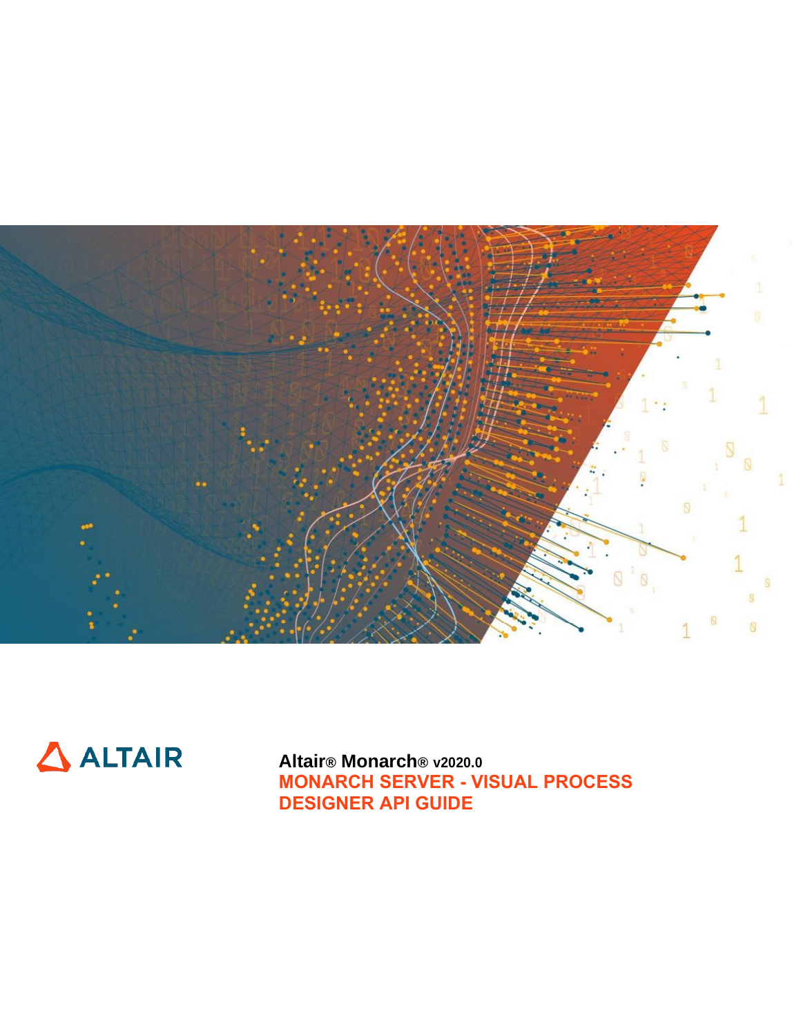ALTAIR

**Altair® Monarch® v2020.0**

# MONARCH SERVER - VISUAL PROCESS DESIGNER API GUIDE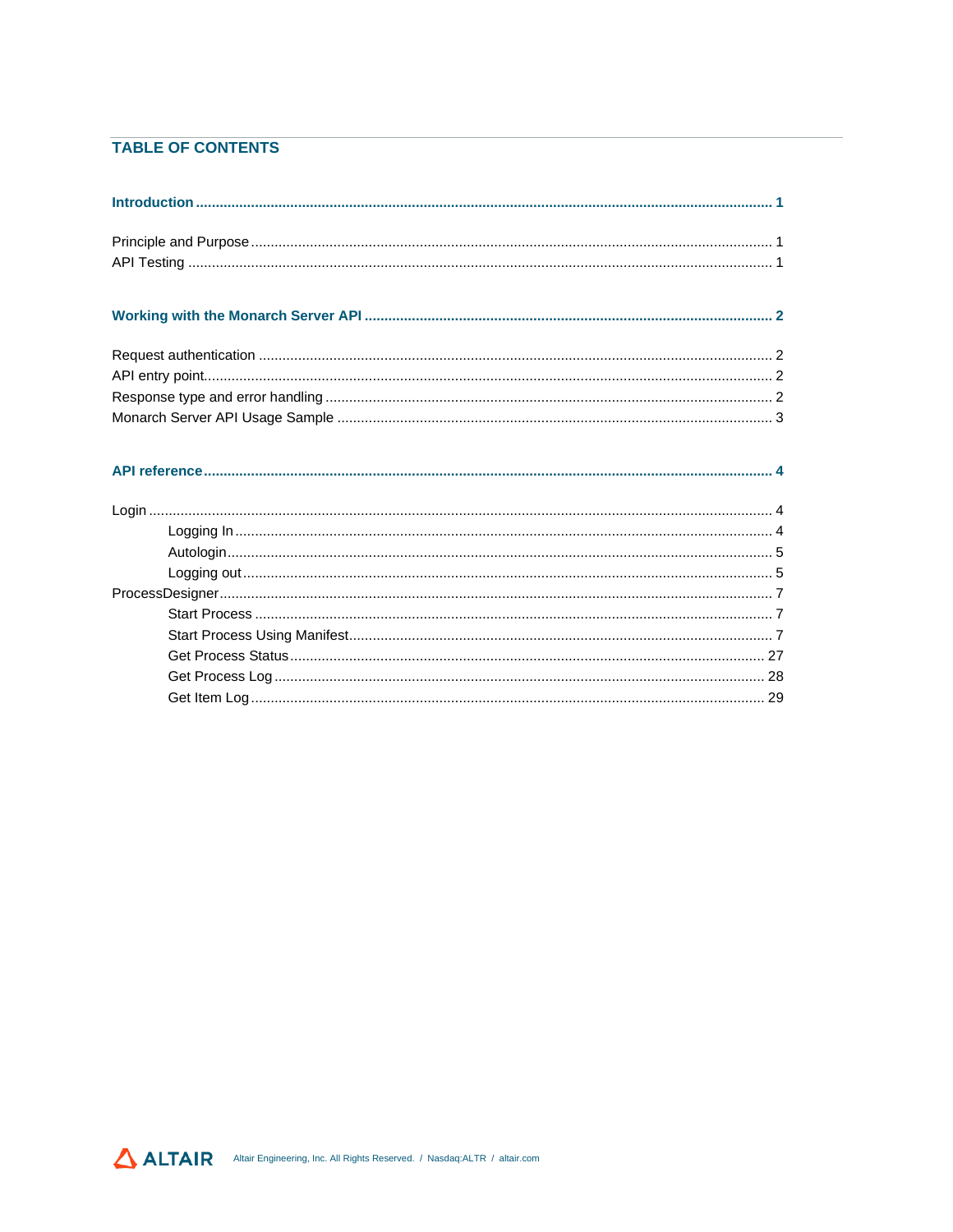## TABLE OF CONTENTS

**Introduction** ..... 1

Principle and Purpose ..... 1
API Testing ..... 1

**Working with the Monarch Server API** ..... 2

Request authentication ..... 2
API entry point ..... 2
Response type and error handling ..... 2
Monarch Server API Usage Sample ..... 3

**API reference** ..... 4

Login ..... 4
- Logging In ..... 4
- Autologin ..... 5
- Logging out ..... 5

ProcessDesigner ..... 7
- Start Process ..... 7
- Start Process Using Manifest ..... 7
- Get Process Status ..... 27
- Get Process Log ..... 28
- Get Item Log ..... 29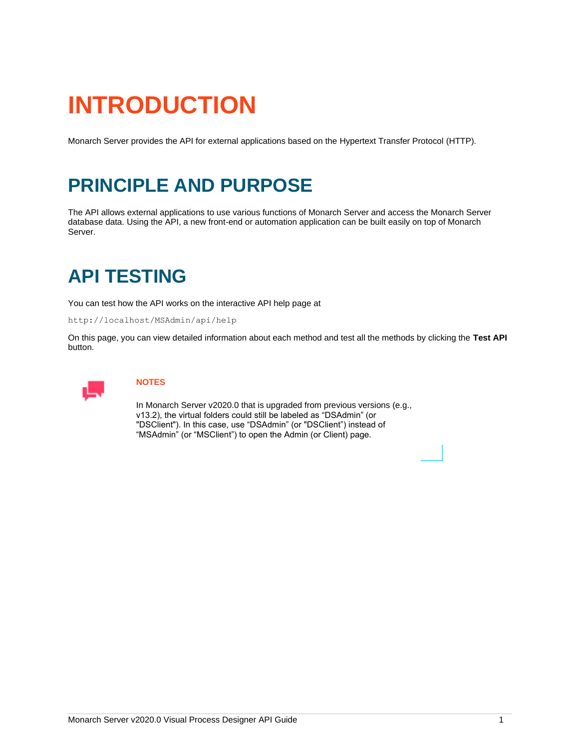# INTRODUCTION

Monarch Server provides the API for external applications based on the Hypertext Transfer Protocol (HTTP).

## PRINCIPLE AND PURPOSE

The API allows external applications to use various functions of Monarch Server and access the Monarch Server database data. Using the API, a new front-end or automation application can be built easily on top of Monarch Server.

## API TESTING

You can test how the API works on the interactive API help page at

```
http://localhost/MSAdmin/api/help
```

On this page, you can view detailed information about each method and test all the methods by clicking the **Test API** button.

**NOTES**

In Monarch Server v2020.0 that is upgraded from previous versions (e.g., v13.2), the virtual folders could still be labeled as "DSAdmin" (or "DSClient"). In this case, use "DSAdmin" (or "DSClient") instead of "MSAdmin" (or "MSClient") to open the Admin (or Client) page.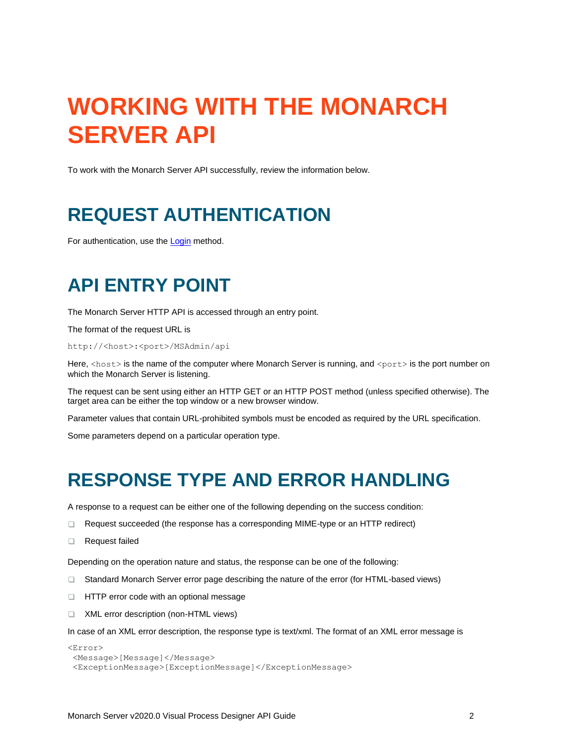# WORKING WITH THE MONARCH SERVER API

To work with the Monarch Server API successfully, review the information below.

## REQUEST AUTHENTICATION

For authentication, use the Login method.

## API ENTRY POINT

The Monarch Server HTTP API is accessed through an entry point.

The format of the request URL is

```
http://<host>:<port>/MSAdmin/api
```

Here, `<host>` is the name of the computer where Monarch Server is running, and `<port>` is the port number on which the Monarch Server is listening.

The request can be sent using either an HTTP GET or an HTTP POST method (unless specified otherwise). The target area can be either the top window or a new browser window.

Parameter values that contain URL-prohibited symbols must be encoded as required by the URL specification.

Some parameters depend on a particular operation type.

## RESPONSE TYPE AND ERROR HANDLING

A response to a request can be either one of the following depending on the success condition:

- Request succeeded (the response has a corresponding MIME-type or an HTTP redirect)
- Request failed

Depending on the operation nature and status, the response can be one of the following:

- Standard Monarch Server error page describing the nature of the error (for HTML-based views)
- HTTP error code with an optional message
- XML error description (non-HTML views)

In case of an XML error description, the response type is text/xml. The format of an XML error message is

```
<Error>
 <Message>[Message]</Message>
 <ExceptionMessage>[ExceptionMessage]</ExceptionMessage>
```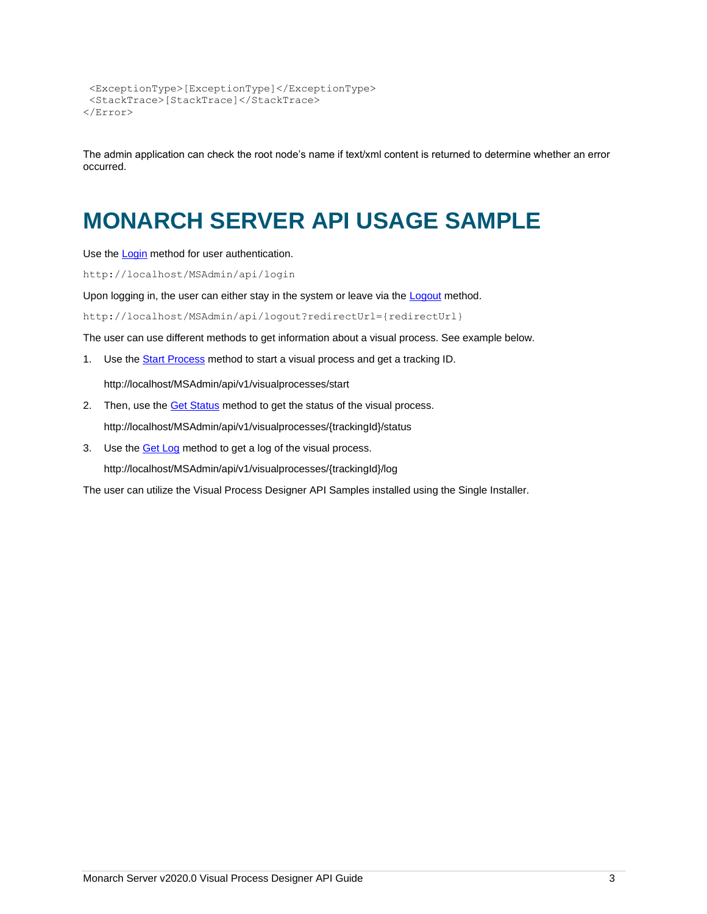```
  <ExceptionType>[ExceptionType]</ExceptionType>
  <StackTrace>[StackTrace]</StackTrace>
</Error>
```

The admin application can check the root node's name if text/xml content is returned to determine whether an error occurred.

# MONARCH SERVER API USAGE SAMPLE

Use the Login method for user authentication.

```
http://localhost/MSAdmin/api/login
```

Upon logging in, the user can either stay in the system or leave via the Logout method.

```
http://localhost/MSAdmin/api/logout?redirectUrl={redirectUrl}
```

The user can use different methods to get information about a visual process. See example below.

1. Use the Start Process method to start a visual process and get a tracking ID.

   http://localhost/MSAdmin/api/v1/visualprocesses/start

2. Then, use the Get Status method to get the status of the visual process.

   http://localhost/MSAdmin/api/v1/visualprocesses/{trackingId}/status

3. Use the Get Log method to get a log of the visual process.

   http://localhost/MSAdmin/api/v1/visualprocesses/{trackingId}/log

The user can utilize the Visual Process Designer API Samples installed using the Single Installer.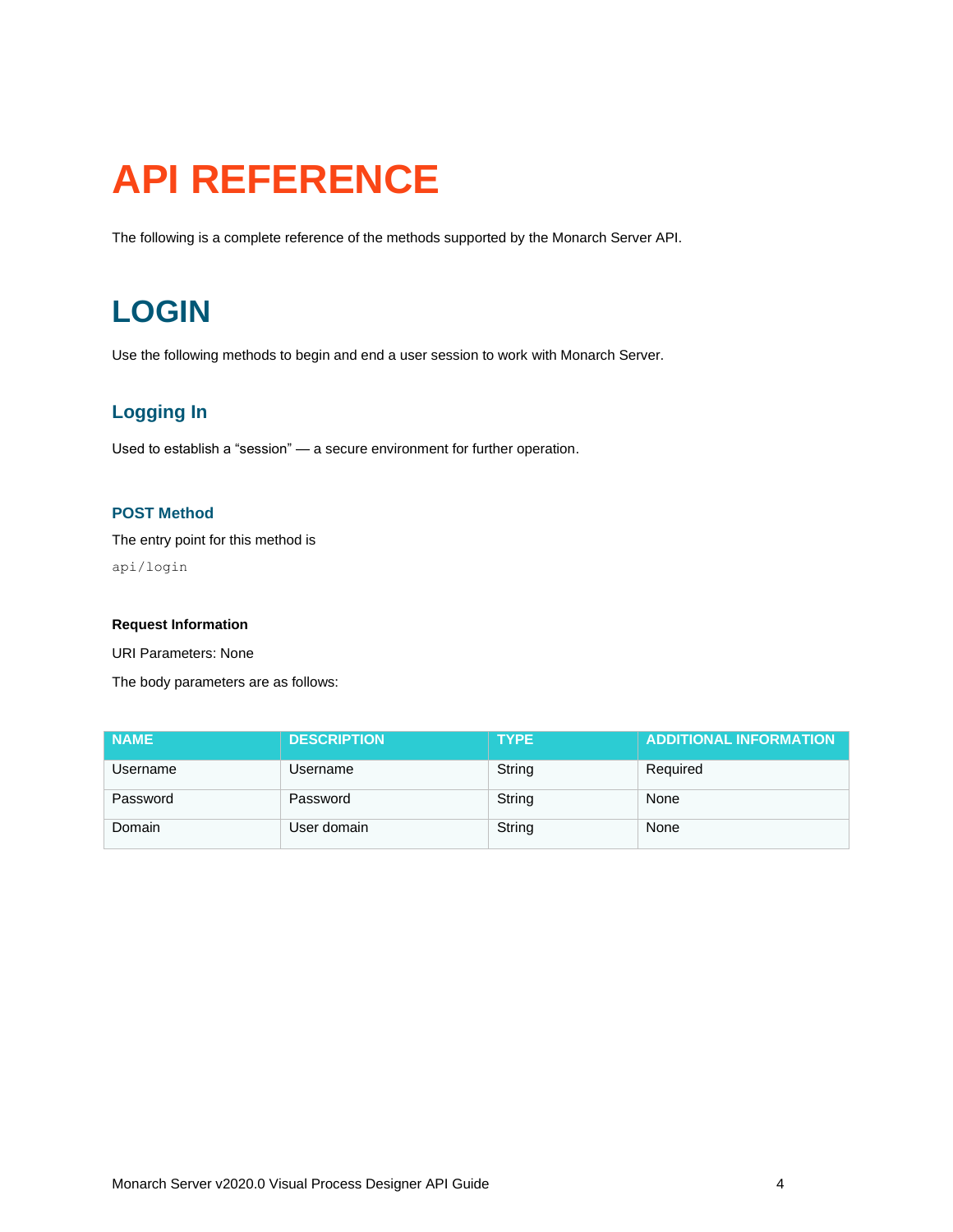# API REFERENCE

The following is a complete reference of the methods supported by the Monarch Server API.

# LOGIN

Use the following methods to begin and end a user session to work with Monarch Server.

## Logging In

Used to establish a “session” — a secure environment for further operation.

### POST Method

The entry point for this method is

```
api/login
```

**Request Information**

URI Parameters: None

The body parameters are as follows:

| NAME | DESCRIPTION | TYPE | ADDITIONAL INFORMATION |
|---|---|---|---|
| Username | Username | String | Required |
| Password | Password | String | None |
| Domain | User domain | String | None |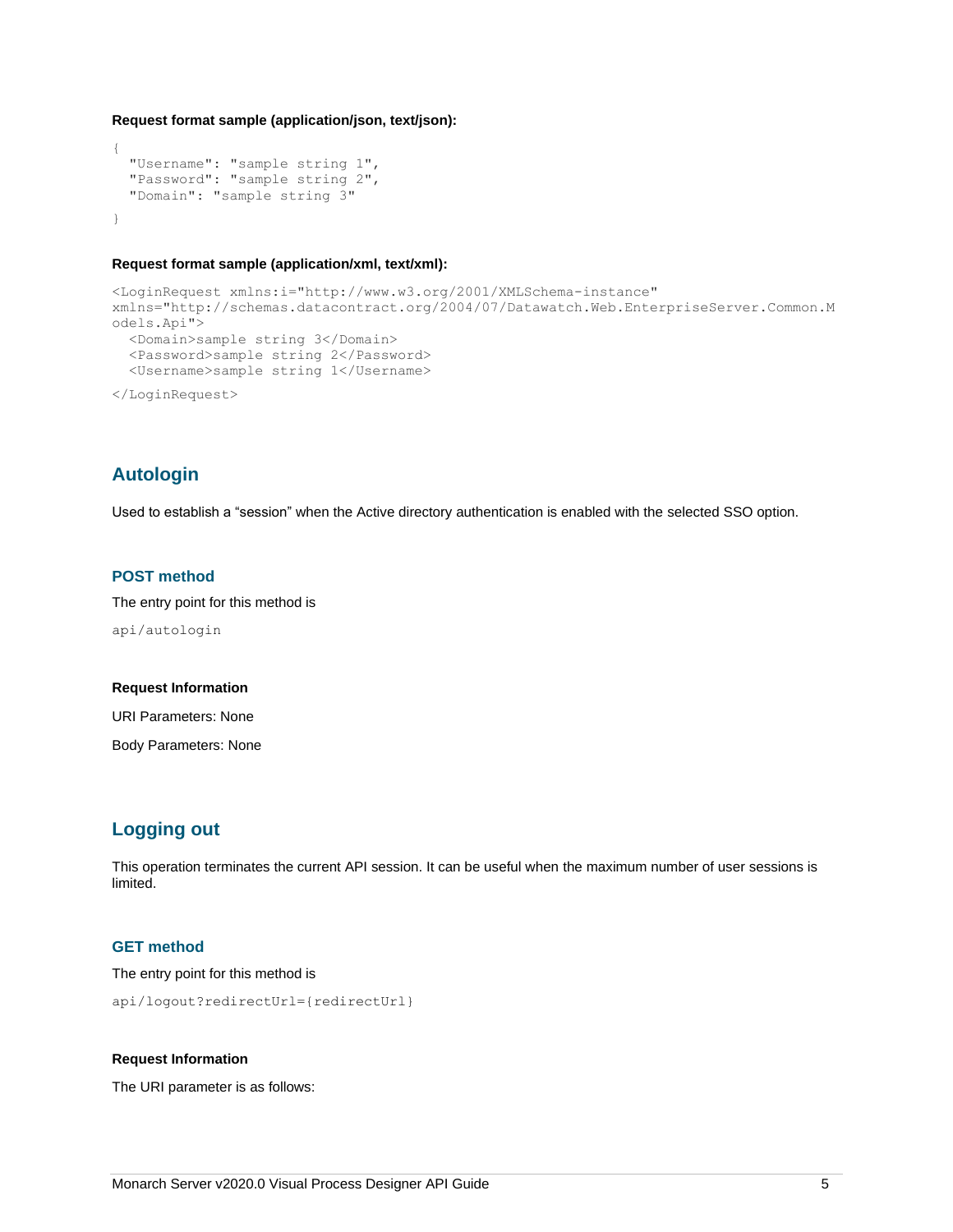**Request format sample (application/json, text/json):**

```
{
  "Username": "sample string 1",
  "Password": "sample string 2",
  "Domain": "sample string 3"
}
```

**Request format sample (application/xml, text/xml):**

```
<LoginRequest xmlns:i="http://www.w3.org/2001/XMLSchema-instance"
xmlns="http://schemas.datacontract.org/2004/07/Datawatch.Web.EnterpriseServer.Common.M
odels.Api">
  <Domain>sample string 3</Domain>
  <Password>sample string 2</Password>
  <Username>sample string 1</Username>
</LoginRequest>
```

## Autologin

Used to establish a "session" when the Active directory authentication is enabled with the selected SSO option.

### POST method

The entry point for this method is

```
api/autologin
```

**Request Information**

URI Parameters: None

Body Parameters: None

## Logging out

This operation terminates the current API session. It can be useful when the maximum number of user sessions is limited.

### GET method

The entry point for this method is

```
api/logout?redirectUrl={redirectUrl}
```

**Request Information**

The URI parameter is as follows: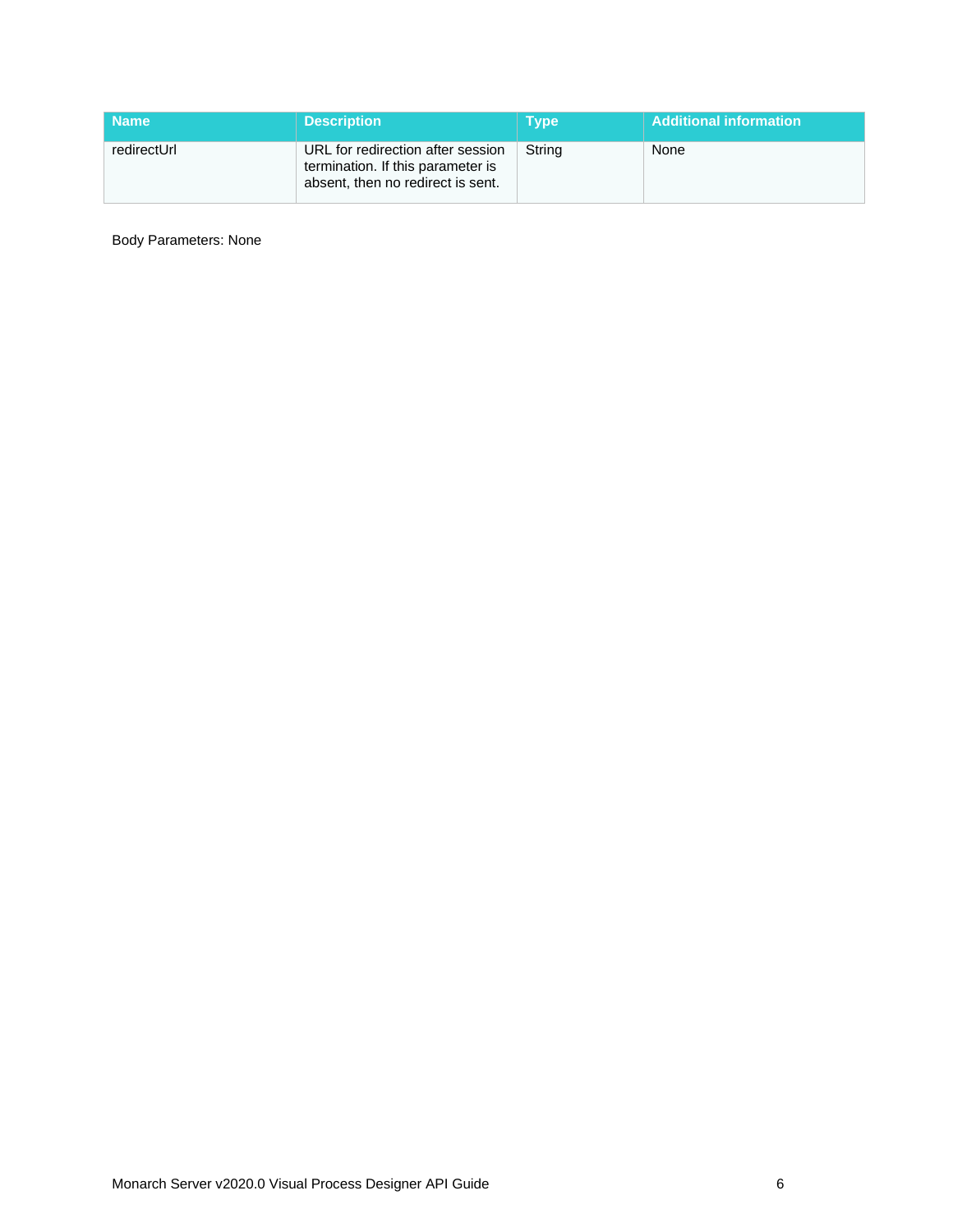| Name | Description | Type | Additional information |
| --- | --- | --- | --- |
| redirectUrl | URL for redirection after session termination. If this parameter is absent, then no redirect is sent. | String | None |

Body Parameters: None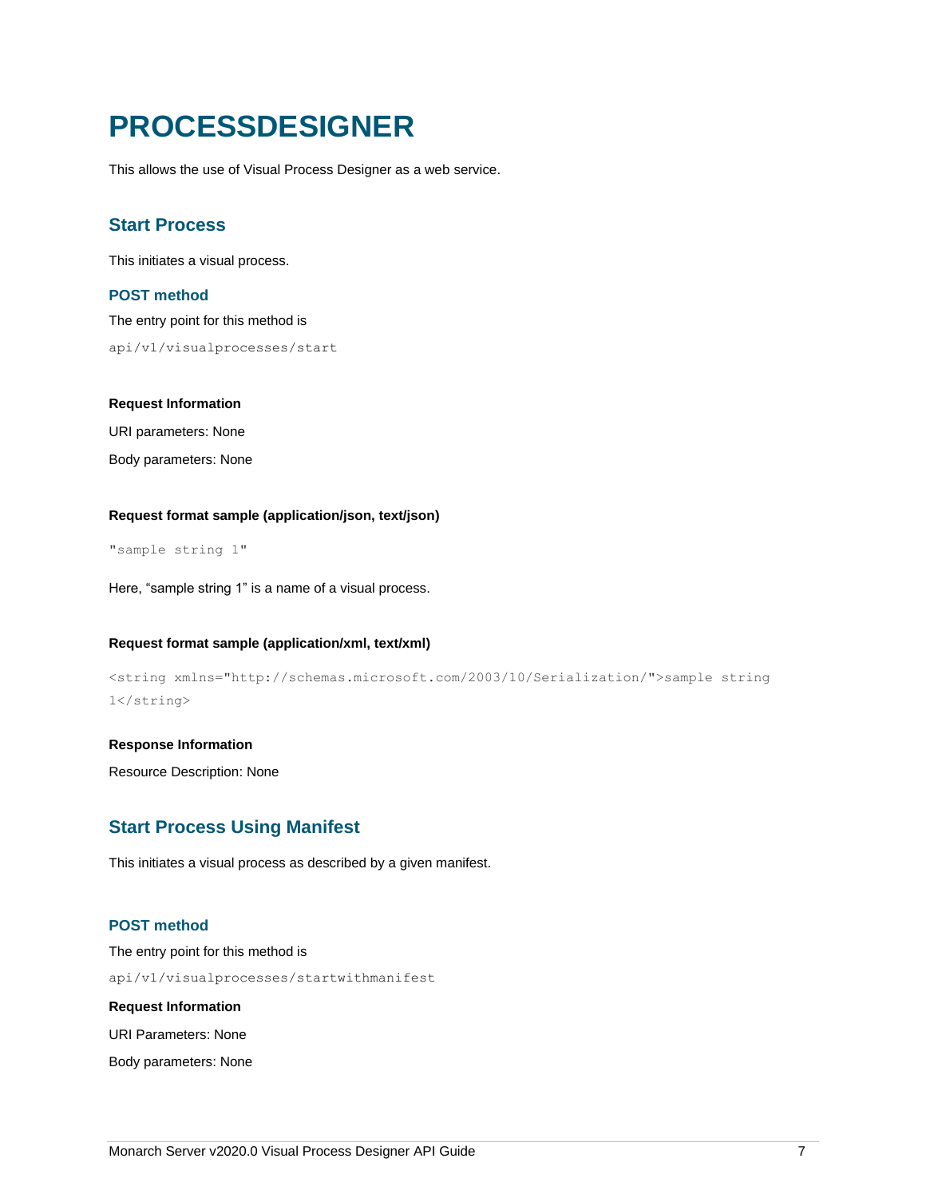# PROCESSDESIGNER

This allows the use of Visual Process Designer as a web service.

## Start Process

This initiates a visual process.

### POST method

The entry point for this method is

```
api/v1/visualprocesses/start
```

#### Request Information

URI parameters: None

Body parameters: None

#### Request format sample (application/json, text/json)

```
"sample string 1"
```

Here, “sample string 1” is a name of a visual process.

#### Request format sample (application/xml, text/xml)

```
<string xmlns="http://schemas.microsoft.com/2003/10/Serialization/">sample string 1</string>
```

#### Response Information

Resource Description: None

## Start Process Using Manifest

This initiates a visual process as described by a given manifest.

### POST method

The entry point for this method is

```
api/v1/visualprocesses/startwithmanifest
```

#### Request Information

URI Parameters: None

Body parameters: None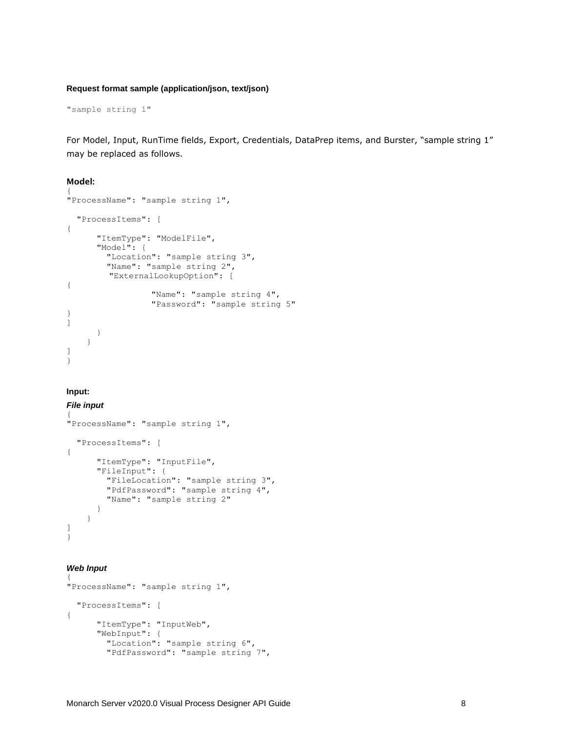**Request format sample (application/json, text/json)**

```
"sample string 1"
```

For Model, Input, RunTime fields, Export, Credentials, DataPrep items, and Burster, “sample string 1” may be replaced as follows.

**Model:**

```
{
"ProcessName": "sample string 1",

  "ProcessItems": [
{
      "ItemType": "ModelFile",
      "Model": {
        "Location": "sample string 3",
        "Name": "sample string 2",
         "ExternalLookupOption": [
{
                  "Name": "sample string 4",
                  "Password": "sample string 5"
}
]
      }
    }
]
}
```

**Input:**

***File input***

```
{
"ProcessName": "sample string 1",

  "ProcessItems": [
{
      "ItemType": "InputFile",
      "FileInput": {
        "FileLocation": "sample string 3",
        "PdfPassword": "sample string 4",
        "Name": "sample string 2"
      }
    }
]
}
```

***Web Input***

```
{
"ProcessName": "sample string 1",

  "ProcessItems": [
{
      "ItemType": "InputWeb",
      "WebInput": {
        "Location": "sample string 6",
        "PdfPassword": "sample string 7",
```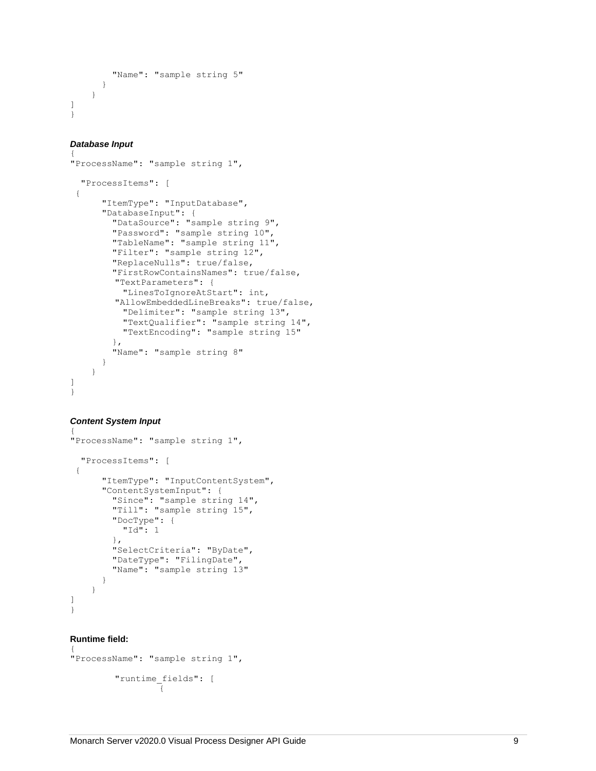```
        "Name": "sample string 5"
      }
    }
]
}
```

***Database Input***

```
{
"ProcessName": "sample string 1",

  "ProcessItems": [
 {
      "ItemType": "InputDatabase",
      "DatabaseInput": {
        "DataSource": "sample string 9",
        "Password": "sample string 10",
        "TableName": "sample string 11",
        "Filter": "sample string 12",
        "ReplaceNulls": true/false,
        "FirstRowContainsNames": true/false,
         "TextParameters": {
          "LinesToIgnoreAtStart": int,
         "AllowEmbeddedLineBreaks": true/false,
          "Delimiter": "sample string 13",
          "TextQualifier": "sample string 14",
          "TextEncoding": "sample string 15"
        },
        "Name": "sample string 8"
      }
    }
]
}
```

***Content System Input***

```
{
"ProcessName": "sample string 1",

  "ProcessItems": [
 {
      "ItemType": "InputContentSystem",
      "ContentSystemInput": {
        "Since": "sample string 14",
        "Till": "sample string 15",
        "DocType": {
          "Id": 1
        },
        "SelectCriteria": "ByDate",
        "DateType": "FilingDate",
        "Name": "sample string 13"
      }
    }
]
}
```

**Runtime field:**

```
{
"ProcessName": "sample string 1",

        "runtime_fields": [
                {
```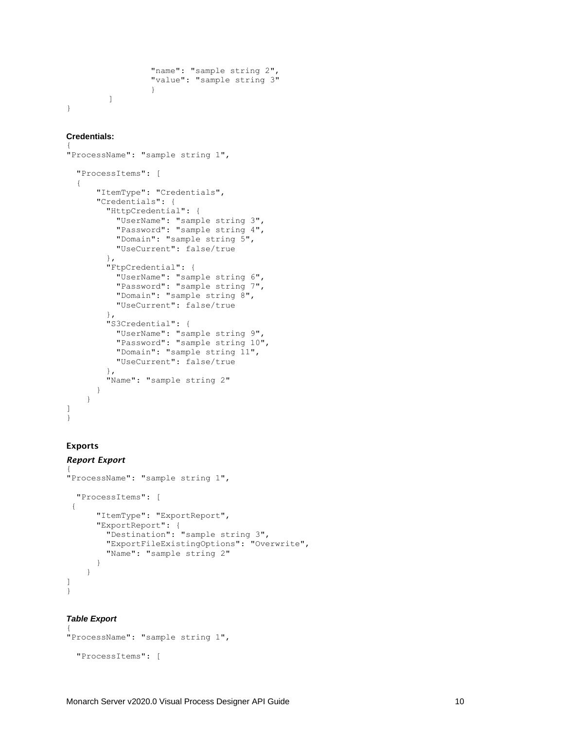```
                "name": "sample string 2",
                "value": "sample string 3"
                }
        ]
}
```

**Credentials:**

```
{
"ProcessName": "sample string 1",

  "ProcessItems": [
  {
      "ItemType": "Credentials",
      "Credentials": {
        "HttpCredential": {
          "UserName": "sample string 3",
          "Password": "sample string 4",
          "Domain": "sample string 5",
          "UseCurrent": false/true
        },
        "FtpCredential": {
          "UserName": "sample string 6",
          "Password": "sample string 7",
          "Domain": "sample string 8",
          "UseCurrent": false/true
        },
        "S3Credential": {
          "UserName": "sample string 9",
          "Password": "sample string 10",
          "Domain": "sample string 11",
          "UseCurrent": false/true
        },
        "Name": "sample string 2"
      }
    }
]
}
```

### Exports

#### *Report Export*

```
{
"ProcessName": "sample string 1",

  "ProcessItems": [
 {
      "ItemType": "ExportReport",
      "ExportReport": {
        "Destination": "sample string 3",
        "ExportFileExistingOptions": "Overwrite",
        "Name": "sample string 2"
      }
    }
]
}
```

#### *Table Export*

```
{
"ProcessName": "sample string 1",

  "ProcessItems": [
```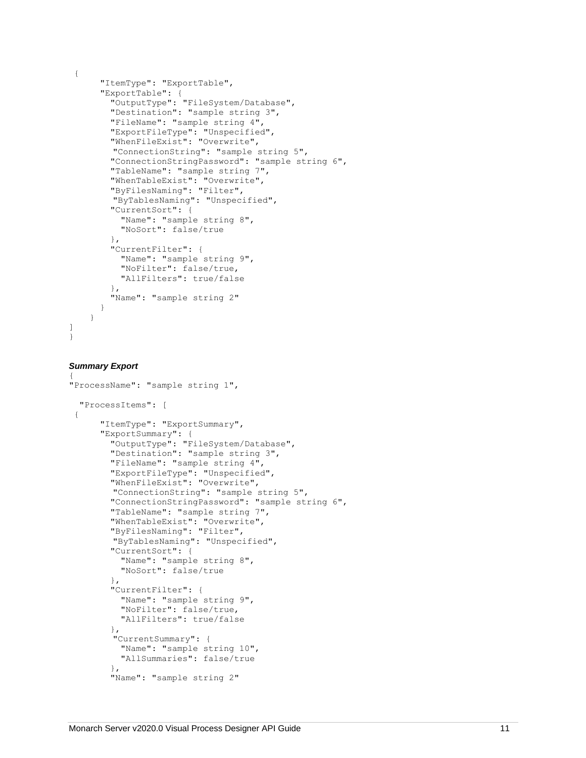```
{
      "ItemType": "ExportTable",
      "ExportTable": {
        "OutputType": "FileSystem/Database",
        "Destination": "sample string 3",
        "FileName": "sample string 4",
        "ExportFileType": "Unspecified",
        "WhenFileExist": "Overwrite",
         "ConnectionString": "sample string 5",
        "ConnectionStringPassword": "sample string 6",
        "TableName": "sample string 7",
        "WhenTableExist": "Overwrite",
        "ByFilesNaming": "Filter",
         "ByTablesNaming": "Unspecified",
        "CurrentSort": {
          "Name": "sample string 8",
          "NoSort": false/true
        },
        "CurrentFilter": {
          "Name": "sample string 9",
          "NoFilter": false/true,
          "AllFilters": true/false
        },
        "Name": "sample string 2"
      }
    }
]
}
```

***Summary Export***

```
{
"ProcessName": "sample string 1",

  "ProcessItems": [
 {
      "ItemType": "ExportSummary",
      "ExportSummary": {
        "OutputType": "FileSystem/Database",
        "Destination": "sample string 3",
        "FileName": "sample string 4",
        "ExportFileType": "Unspecified",
        "WhenFileExist": "Overwrite",
         "ConnectionString": "sample string 5",
        "ConnectionStringPassword": "sample string 6",
        "TableName": "sample string 7",
        "WhenTableExist": "Overwrite",
        "ByFilesNaming": "Filter",
         "ByTablesNaming": "Unspecified",
        "CurrentSort": {
          "Name": "sample string 8",
          "NoSort": false/true
        },
        "CurrentFilter": {
          "Name": "sample string 9",
          "NoFilter": false/true,
          "AllFilters": true/false
        },
         "CurrentSummary": {
          "Name": "sample string 10",
          "AllSummaries": false/true
        },
        "Name": "sample string 2"
```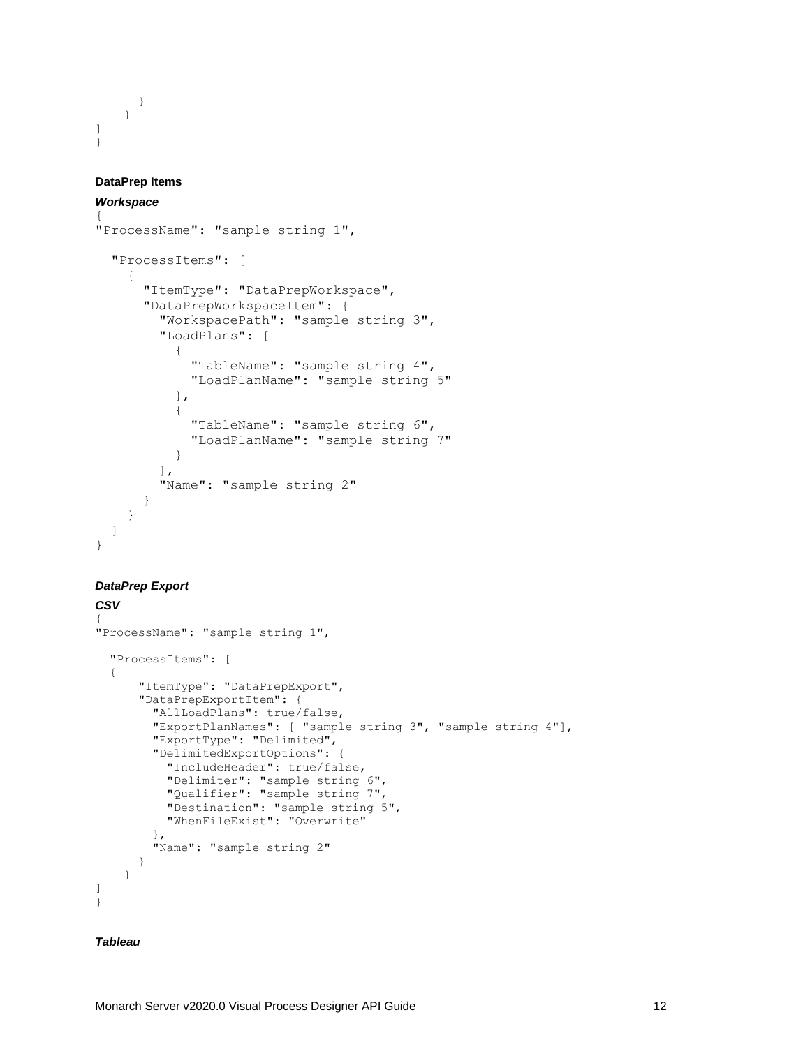```
      }
    }
]
}
```

**DataPrep Items**

***Workspace***

```
{
"ProcessName": "sample string 1",

  "ProcessItems": [
    {
      "ItemType": "DataPrepWorkspace",
      "DataPrepWorkspaceItem": {
        "WorkspacePath": "sample string 3",
        "LoadPlans": [
          {
            "TableName": "sample string 4",
            "LoadPlanName": "sample string 5"
          },
          {
            "TableName": "sample string 6",
            "LoadPlanName": "sample string 7"
          }
        ],
        "Name": "sample string 2"
      }
    }
  ]
}
```

***DataPrep Export***

***CSV***

```
{
"ProcessName": "sample string 1",

  "ProcessItems": [
  {
      "ItemType": "DataPrepExport",
      "DataPrepExportItem": {
        "AllLoadPlans": true/false,
        "ExportPlanNames": [ "sample string 3", "sample string 4"],
        "ExportType": "Delimited",
        "DelimitedExportOptions": {
          "IncludeHeader": true/false,
          "Delimiter": "sample string 6",
          "Qualifier": "sample string 7",
          "Destination": "sample string 5",
          "WhenFileExist": "Overwrite"
        },
        "Name": "sample string 2"
      }
    }
]
}
```

***Tableau***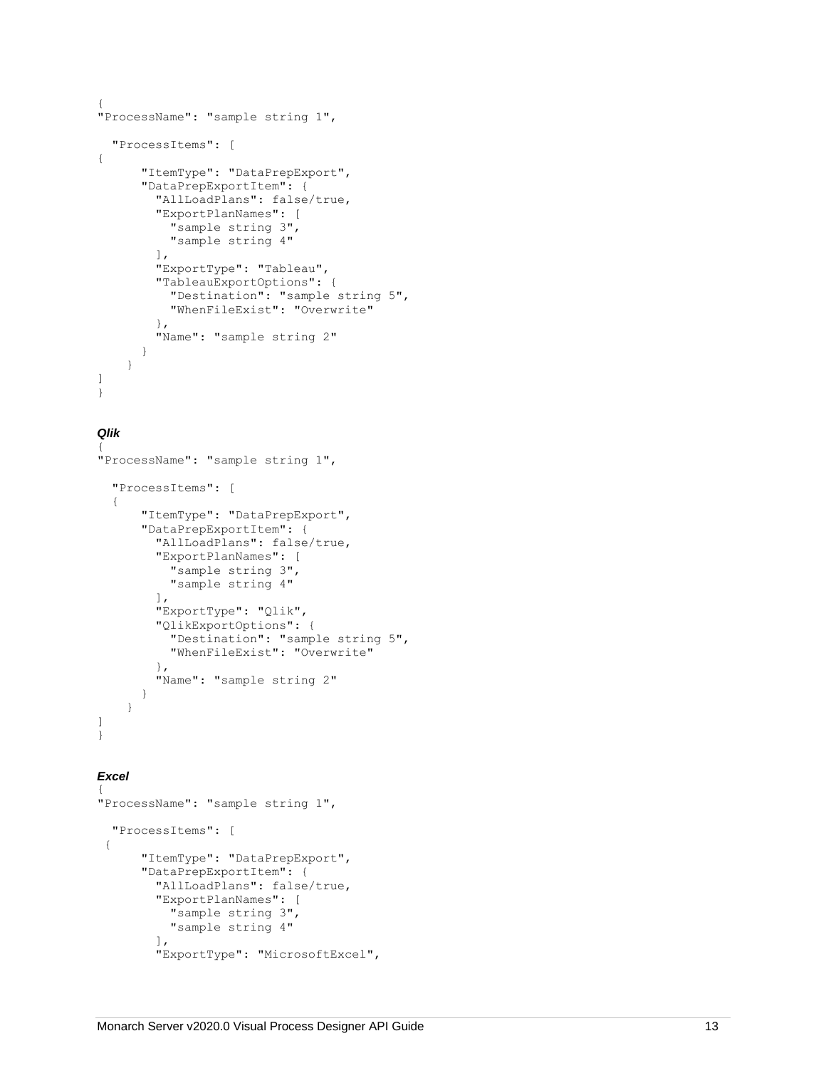```
{
"ProcessName": "sample string 1",

  "ProcessItems": [
{
      "ItemType": "DataPrepExport",
      "DataPrepExportItem": {
        "AllLoadPlans": false/true,
        "ExportPlanNames": [
          "sample string 3",
          "sample string 4"
        ],
        "ExportType": "Tableau",
        "TableauExportOptions": {
          "Destination": "sample string 5",
          "WhenFileExist": "Overwrite"
        },
        "Name": "sample string 2"
      }
    }
]
}
```

***Qlik***

```
{
"ProcessName": "sample string 1",

  "ProcessItems": [
  {
      "ItemType": "DataPrepExport",
      "DataPrepExportItem": {
        "AllLoadPlans": false/true,
        "ExportPlanNames": [
          "sample string 3",
          "sample string 4"
        ],
        "ExportType": "Qlik",
        "QlikExportOptions": {
          "Destination": "sample string 5",
          "WhenFileExist": "Overwrite"
        },
        "Name": "sample string 2"
      }
    }
]
}
```

***Excel***

```
{
"ProcessName": "sample string 1",

  "ProcessItems": [
 {
      "ItemType": "DataPrepExport",
      "DataPrepExportItem": {
        "AllLoadPlans": false/true,
        "ExportPlanNames": [
          "sample string 3",
          "sample string 4"
        ],
        "ExportType": "MicrosoftExcel",
```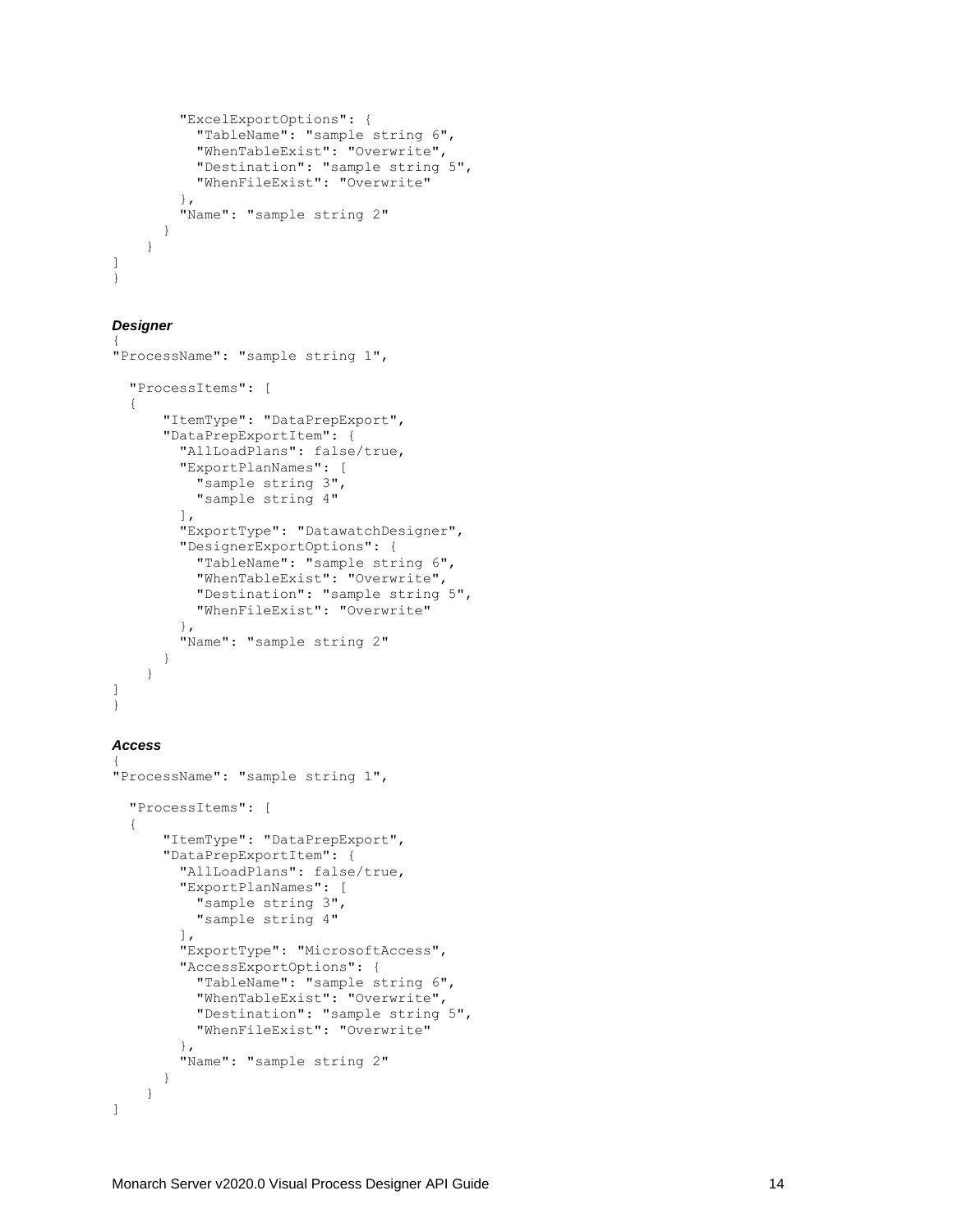```
        "ExcelExportOptions": {
          "TableName": "sample string 6",
          "WhenTableExist": "Overwrite",
          "Destination": "sample string 5",
          "WhenFileExist": "Overwrite"
        },
        "Name": "sample string 2"
      }
    }
]
}
```

***Designer***

```
{
"ProcessName": "sample string 1",

  "ProcessItems": [
  {
      "ItemType": "DataPrepExport",
      "DataPrepExportItem": {
        "AllLoadPlans": false/true,
        "ExportPlanNames": [
          "sample string 3",
          "sample string 4"
        ],
        "ExportType": "DatawatchDesigner",
        "DesignerExportOptions": {
          "TableName": "sample string 6",
          "WhenTableExist": "Overwrite",
          "Destination": "sample string 5",
          "WhenFileExist": "Overwrite"
        },
        "Name": "sample string 2"
      }
    }
]
}
```

***Access***

```
{
"ProcessName": "sample string 1",

  "ProcessItems": [
  {
      "ItemType": "DataPrepExport",
      "DataPrepExportItem": {
        "AllLoadPlans": false/true,
        "ExportPlanNames": [
          "sample string 3",
          "sample string 4"
        ],
        "ExportType": "MicrosoftAccess",
        "AccessExportOptions": {
          "TableName": "sample string 6",
          "WhenTableExist": "Overwrite",
          "Destination": "sample string 5",
          "WhenFileExist": "Overwrite"
        },
        "Name": "sample string 2"
      }
    }
]
```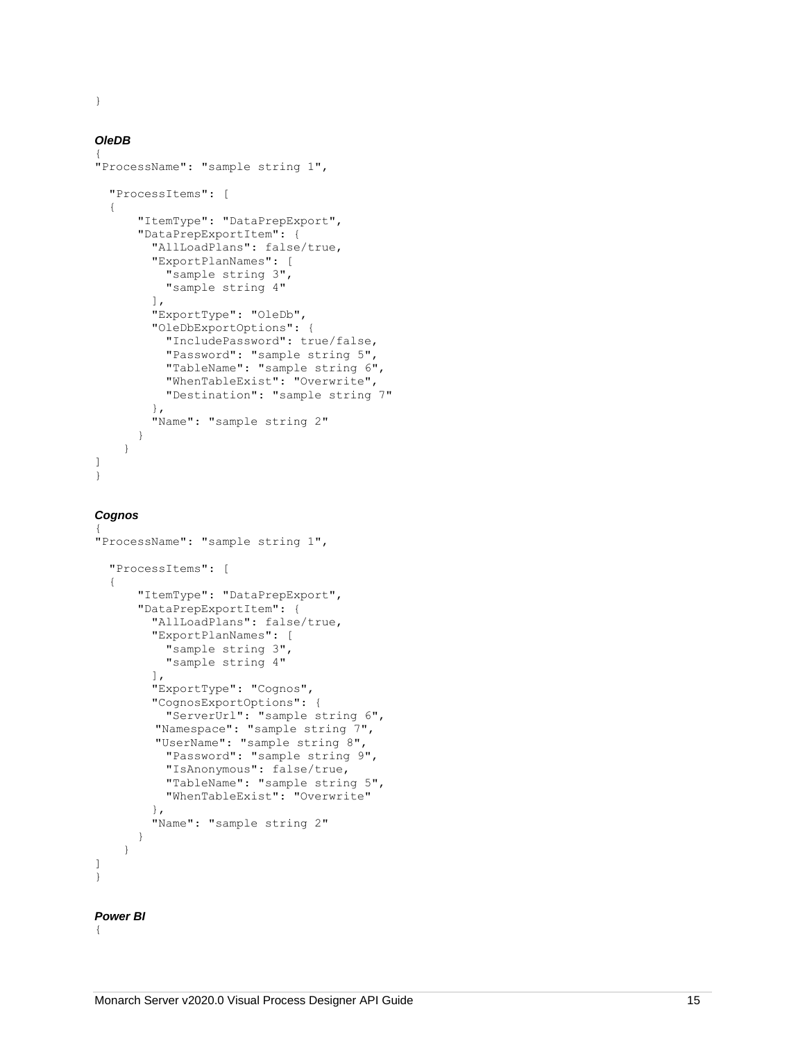```
}
```

***OleDB***

```
{
"ProcessName": "sample string 1",

  "ProcessItems": [
  {
      "ItemType": "DataPrepExport",
      "DataPrepExportItem": {
        "AllLoadPlans": false/true,
        "ExportPlanNames": [
          "sample string 3",
          "sample string 4"
        ],
        "ExportType": "OleDb",
        "OleDbExportOptions": {
          "IncludePassword": true/false,
          "Password": "sample string 5",
          "TableName": "sample string 6",
          "WhenTableExist": "Overwrite",
          "Destination": "sample string 7"
        },
        "Name": "sample string 2"
      }
    }
]
}
```

***Cognos***

```
{
"ProcessName": "sample string 1",

  "ProcessItems": [
  {
      "ItemType": "DataPrepExport",
      "DataPrepExportItem": {
        "AllLoadPlans": false/true,
        "ExportPlanNames": [
          "sample string 3",
          "sample string 4"
        ],
        "ExportType": "Cognos",
        "CognosExportOptions": {
          "ServerUrl": "sample string 6",
         "Namespace": "sample string 7",
         "UserName": "sample string 8",
          "Password": "sample string 9",
          "IsAnonymous": false/true,
          "TableName": "sample string 5",
          "WhenTableExist": "Overwrite"
        },
        "Name": "sample string 2"
      }
    }
]
}
```

***Power BI***

```
{
```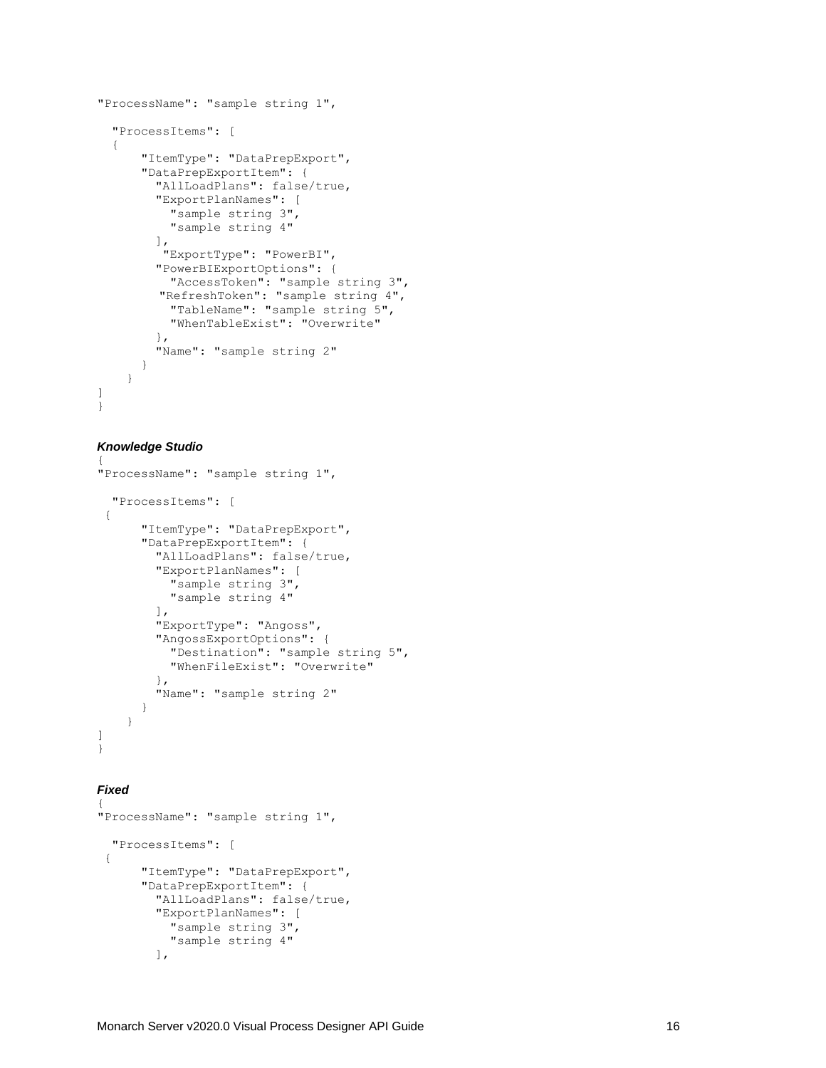```
"ProcessName": "sample string 1",

  "ProcessItems": [
  {
      "ItemType": "DataPrepExport",
      "DataPrepExportItem": {
        "AllLoadPlans": false/true,
        "ExportPlanNames": [
          "sample string 3",
          "sample string 4"
        ],
         "ExportType": "PowerBI",
        "PowerBIExportOptions": {
          "AccessToken": "sample string 3",
        "RefreshToken": "sample string 4",
          "TableName": "sample string 5",
          "WhenTableExist": "Overwrite"
        },
        "Name": "sample string 2"
      }
    }
]
}
```

***Knowledge Studio***

```
{
"ProcessName": "sample string 1",

  "ProcessItems": [
 {
      "ItemType": "DataPrepExport",
      "DataPrepExportItem": {
        "AllLoadPlans": false/true,
        "ExportPlanNames": [
          "sample string 3",
          "sample string 4"
        ],
        "ExportType": "Angoss",
        "AngossExportOptions": {
          "Destination": "sample string 5",
          "WhenFileExist": "Overwrite"
        },
        "Name": "sample string 2"
      }
    }
]
}
```

***Fixed***

```
{
"ProcessName": "sample string 1",

  "ProcessItems": [
 {
      "ItemType": "DataPrepExport",
      "DataPrepExportItem": {
        "AllLoadPlans": false/true,
        "ExportPlanNames": [
          "sample string 3",
          "sample string 4"
        ],
```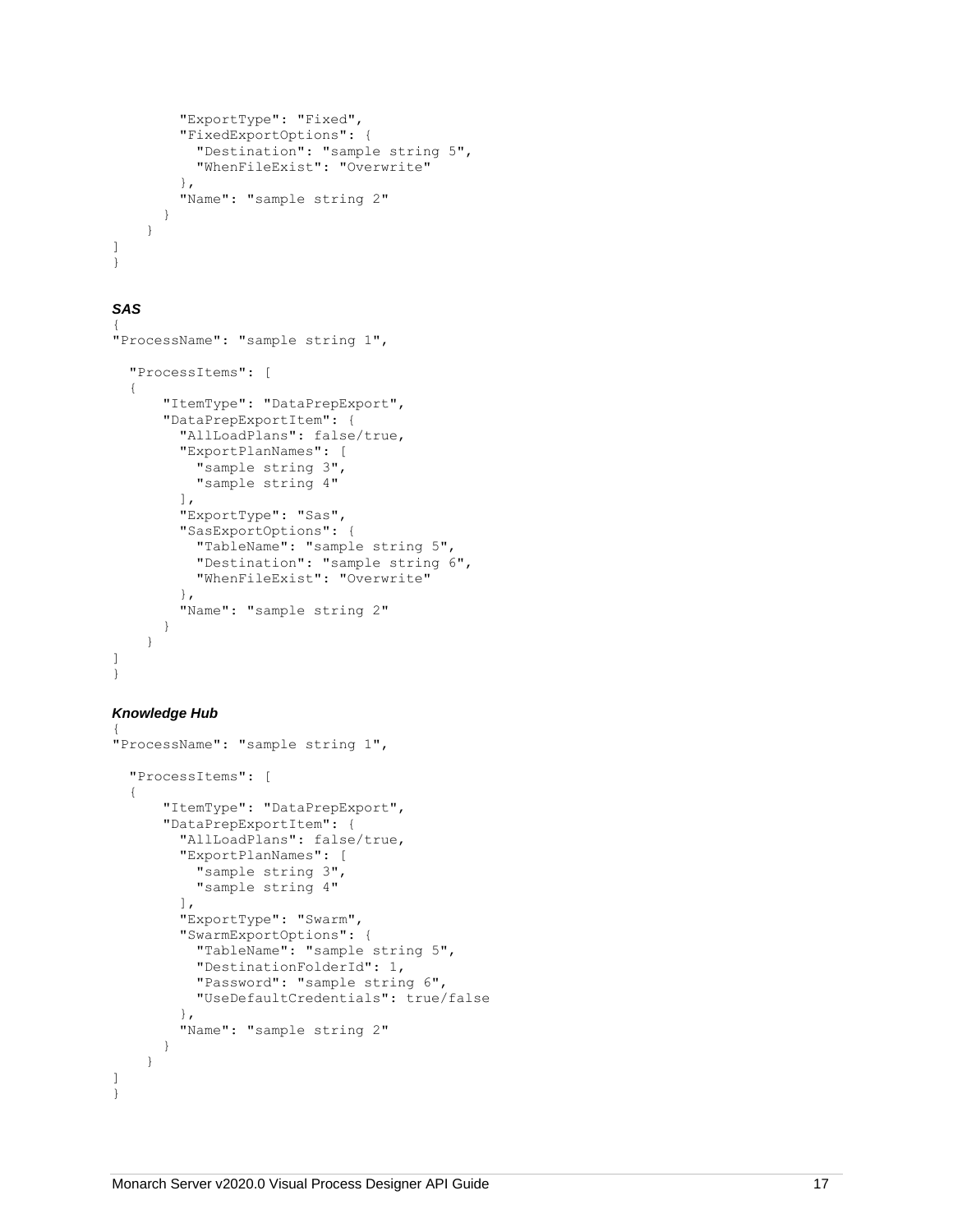```
        "ExportType": "Fixed",
        "FixedExportOptions": {
          "Destination": "sample string 5",
          "WhenFileExist": "Overwrite"
        },
        "Name": "sample string 2"
      }
    }
]
}
```

***SAS***

```
{
"ProcessName": "sample string 1",

  "ProcessItems": [
  {
      "ItemType": "DataPrepExport",
      "DataPrepExportItem": {
        "AllLoadPlans": false/true,
        "ExportPlanNames": [
          "sample string 3",
          "sample string 4"
        ],
        "ExportType": "Sas",
        "SasExportOptions": {
          "TableName": "sample string 5",
          "Destination": "sample string 6",
          "WhenFileExist": "Overwrite"
        },
        "Name": "sample string 2"
      }
    }
]
}
```

***Knowledge Hub***

```
{
"ProcessName": "sample string 1",

  "ProcessItems": [
  {
      "ItemType": "DataPrepExport",
      "DataPrepExportItem": {
        "AllLoadPlans": false/true,
        "ExportPlanNames": [
          "sample string 3",
          "sample string 4"
        ],
        "ExportType": "Swarm",
        "SwarmExportOptions": {
          "TableName": "sample string 5",
          "DestinationFolderId": 1,
          "Password": "sample string 6",
          "UseDefaultCredentials": true/false
        },
        "Name": "sample string 2"
      }
    }
]
}
```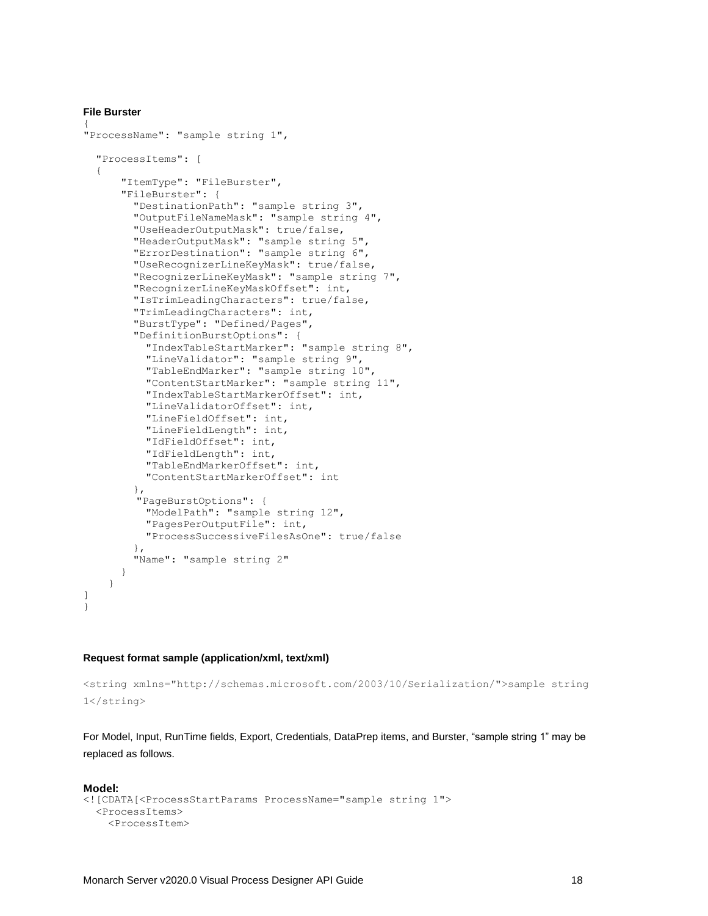**File Burster**

```
{
"ProcessName": "sample string 1",

  "ProcessItems": [
  {
      "ItemType": "FileBurster",
      "FileBurster": {
        "DestinationPath": "sample string 3",
        "OutputFileNameMask": "sample string 4",
        "UseHeaderOutputMask": true/false,
        "HeaderOutputMask": "sample string 5",
        "ErrorDestination": "sample string 6",
        "UseRecognizerLineKeyMask": true/false,
        "RecognizerLineKeyMask": "sample string 7",
        "RecognizerLineKeyMaskOffset": int,
        "IsTrimLeadingCharacters": true/false,
        "TrimLeadingCharacters": int,
        "BurstType": "Defined/Pages",
        "DefinitionBurstOptions": {
          "IndexTableStartMarker": "sample string 8",
          "LineValidator": "sample string 9",
          "TableEndMarker": "sample string 10",
          "ContentStartMarker": "sample string 11",
          "IndexTableStartMarkerOffset": int,
          "LineValidatorOffset": int,
          "LineFieldOffset": int,
          "LineFieldLength": int,
          "IdFieldOffset": int,
          "IdFieldLength": int,
          "TableEndMarkerOffset": int,
          "ContentStartMarkerOffset": int
        },
        "PageBurstOptions": {
          "ModelPath": "sample string 12",
          "PagesPerOutputFile": int,
          "ProcessSuccessiveFilesAsOne": true/false
        },
        "Name": "sample string 2"
      }
    }
]
}
```

**Request format sample (application/xml, text/xml)**

```
<string xmlns="http://schemas.microsoft.com/2003/10/Serialization/">sample string 1</string>
```

For Model, Input, RunTime fields, Export, Credentials, DataPrep items, and Burster, “sample string 1” may be replaced as follows.

**Model:**

```
<![CDATA[<ProcessStartParams ProcessName="sample string 1">
  <ProcessItems>
    <ProcessItem>
```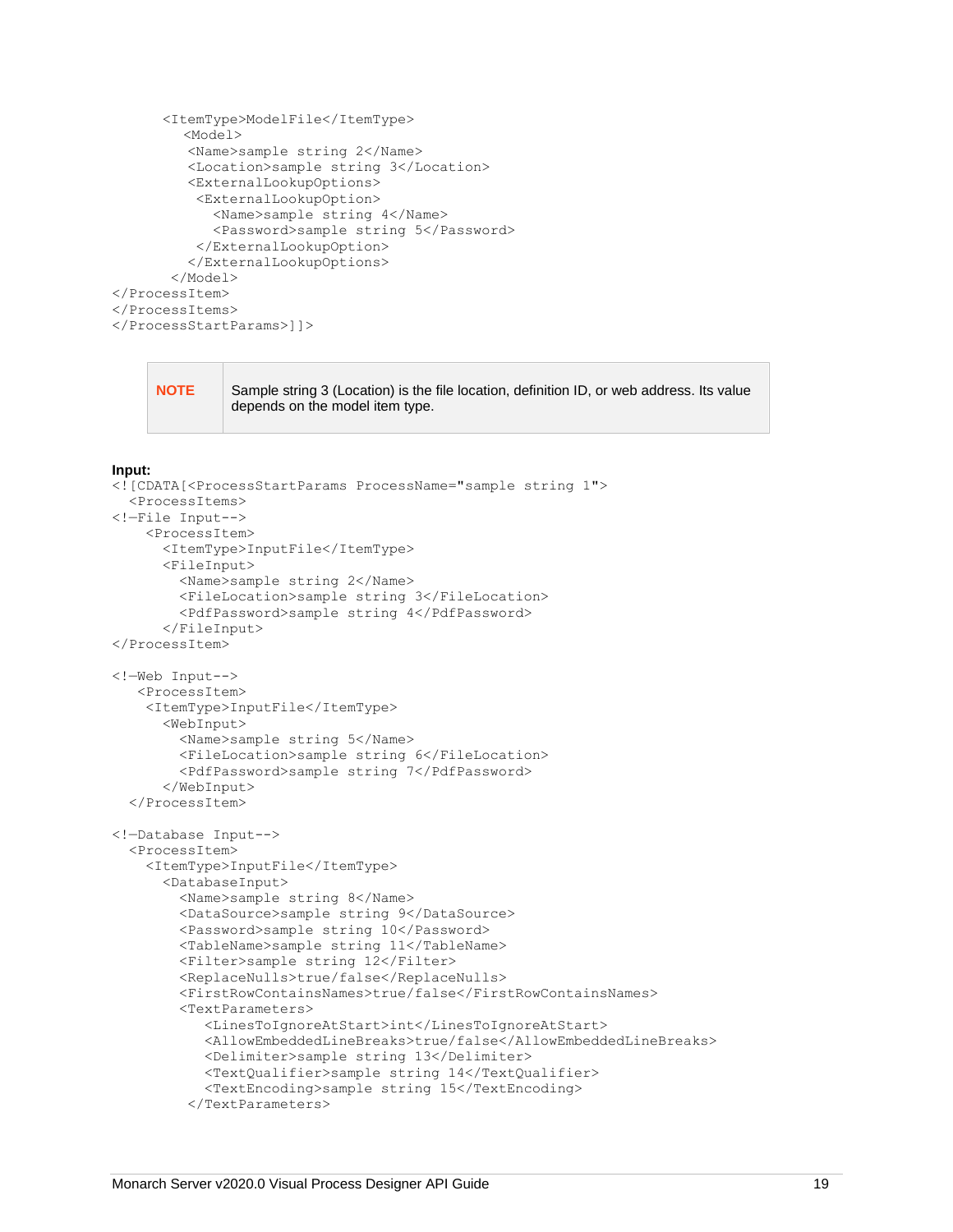```
      <ItemType>ModelFile</ItemType>
         <Model>
          <Name>sample string 2</Name>
          <Location>sample string 3</Location>
          <ExternalLookupOptions>
           <ExternalLookupOption>
             <Name>sample string 4</Name>
             <Password>sample string 5</Password>
           </ExternalLookupOption>
          </ExternalLookupOptions>
        </Model>
</ProcessItem>
</ProcessItems>
</ProcessStartParams>]]>
```

| NOTE | Sample string 3 (Location) is the file location, definition ID, or web address. Its value depends on the model item type. |
|---|---|

**Input:**

```
<![CDATA[<ProcessStartParams ProcessName="sample string 1">
  <ProcessItems>
<!—File Input-->
    <ProcessItem>
      <ItemType>InputFile</ItemType>
      <FileInput>
        <Name>sample string 2</Name>
        <FileLocation>sample string 3</FileLocation>
        <PdfPassword>sample string 4</PdfPassword>
      </FileInput>
</ProcessItem>

<!—Web Input-->
   <ProcessItem>
    <ItemType>InputFile</ItemType>
      <WebInput>
        <Name>sample string 5</Name>
        <FileLocation>sample string 6</FileLocation>
        <PdfPassword>sample string 7</PdfPassword>
      </WebInput>
  </ProcessItem>

<!—Database Input-->
  <ProcessItem>
    <ItemType>InputFile</ItemType>
      <DatabaseInput>
        <Name>sample string 8</Name>
        <DataSource>sample string 9</DataSource>
        <Password>sample string 10</Password>
        <TableName>sample string 11</TableName>
        <Filter>sample string 12</Filter>
        <ReplaceNulls>true/false</ReplaceNulls>
        <FirstRowContainsNames>true/false</FirstRowContainsNames>
        <TextParameters>
           <LinesToIgnoreAtStart>int</LinesToIgnoreAtStart>
           <AllowEmbeddedLineBreaks>true/false</AllowEmbeddedLineBreaks>
           <Delimiter>sample string 13</Delimiter>
           <TextQualifier>sample string 14</TextQualifier>
           <TextEncoding>sample string 15</TextEncoding>
         </TextParameters>
```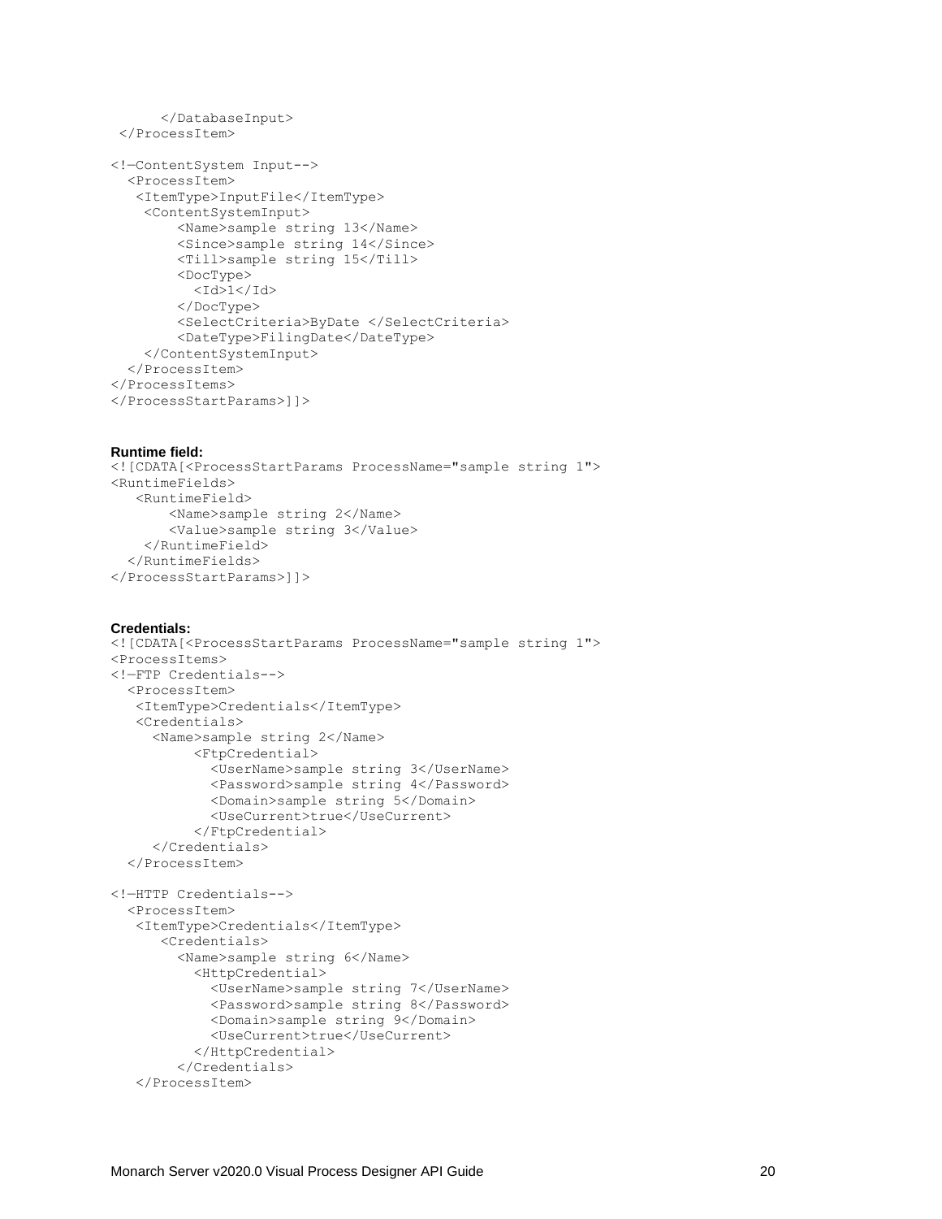```
      </DatabaseInput>
 </ProcessItem>

<!—ContentSystem Input-->
  <ProcessItem>
   <ItemType>InputFile</ItemType>
    <ContentSystemInput>
        <Name>sample string 13</Name>
        <Since>sample string 14</Since>
        <Till>sample string 15</Till>
        <DocType>
          <Id>1</Id>
        </DocType>
        <SelectCriteria>ByDate </SelectCriteria>
        <DateType>FilingDate</DateType>
    </ContentSystemInput>
  </ProcessItem>
</ProcessItems>
</ProcessStartParams>]]>
```

**Runtime field:**

```
<![CDATA[<ProcessStartParams ProcessName="sample string 1">
<RuntimeFields>
   <RuntimeField>
       <Name>sample string 2</Name>
       <Value>sample string 3</Value>
    </RuntimeField>
  </RuntimeFields>
</ProcessStartParams>]]>
```

**Credentials:**

```
<![CDATA[<ProcessStartParams ProcessName="sample string 1">
<ProcessItems>
<!—FTP Credentials-->
  <ProcessItem>
   <ItemType>Credentials</ItemType>
   <Credentials>
     <Name>sample string 2</Name>
         <FtpCredential>
           <UserName>sample string 3</UserName>
           <Password>sample string 4</Password>
           <Domain>sample string 5</Domain>
           <UseCurrent>true</UseCurrent>
         </FtpCredential>
     </Credentials>
  </ProcessItem>

<!—HTTP Credentials-->
  <ProcessItem>
   <ItemType>Credentials</ItemType>
      <Credentials>
        <Name>sample string 6</Name>
          <HttpCredential>
            <UserName>sample string 7</UserName>
            <Password>sample string 8</Password>
            <Domain>sample string 9</Domain>
            <UseCurrent>true</UseCurrent>
          </HttpCredential>
        </Credentials>
   </ProcessItem>
```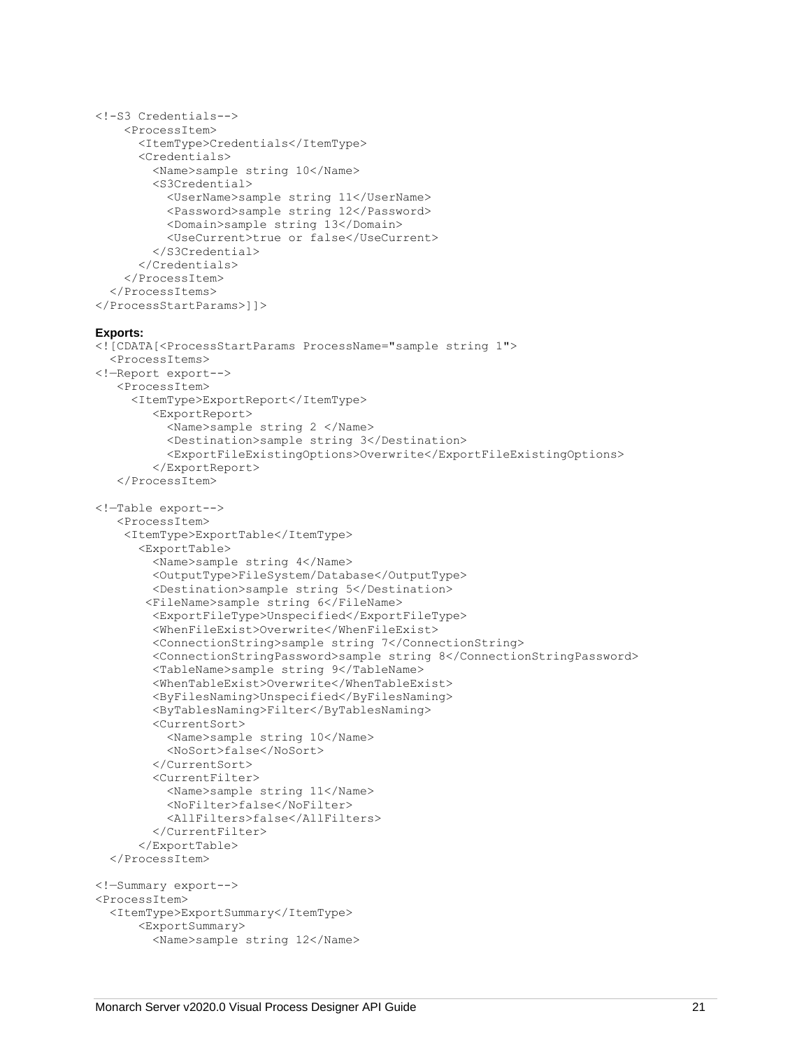```
<!-S3 Credentials-->
    <ProcessItem>
      <ItemType>Credentials</ItemType>
      <Credentials>
        <Name>sample string 10</Name>
        <S3Credential>
          <UserName>sample string 11</UserName>
          <Password>sample string 12</Password>
          <Domain>sample string 13</Domain>
          <UseCurrent>true or false</UseCurrent>
        </S3Credential>
      </Credentials>
    </ProcessItem>
  </ProcessItems>
</ProcessStartParams>]]>
```

**Exports:**

```
<![CDATA[<ProcessStartParams ProcessName="sample string 1">
  <ProcessItems>
<!—Report export-->
   <ProcessItem>
     <ItemType>ExportReport</ItemType>
       <ExportReport>
         <Name>sample string 2 </Name>
         <Destination>sample string 3</Destination>
         <ExportFileExistingOptions>Overwrite</ExportFileExistingOptions>
       </ExportReport>
   </ProcessItem>

<!—Table export-->
   <ProcessItem>
    <ItemType>ExportTable</ItemType>
      <ExportTable>
        <Name>sample string 4</Name>
        <OutputType>FileSystem/Database</OutputType>
        <Destination>sample string 5</Destination>
       <FileName>sample string 6</FileName>
        <ExportFileType>Unspecified</ExportFileType>
        <WhenFileExist>Overwrite</WhenFileExist>
        <ConnectionString>sample string 7</ConnectionString>
        <ConnectionStringPassword>sample string 8</ConnectionStringPassword>
        <TableName>sample string 9</TableName>
        <WhenTableExist>Overwrite</WhenTableExist>
        <ByFilesNaming>Unspecified</ByFilesNaming>
        <ByTablesNaming>Filter</ByTablesNaming>
        <CurrentSort>
          <Name>sample string 10</Name>
          <NoSort>false</NoSort>
        </CurrentSort>
        <CurrentFilter>
          <Name>sample string 11</Name>
          <NoFilter>false</NoFilter>
          <AllFilters>false</AllFilters>
        </CurrentFilter>
      </ExportTable>
  </ProcessItem>

<!—Summary export-->
<ProcessItem>
  <ItemType>ExportSummary</ItemType>
      <ExportSummary>
        <Name>sample string 12</Name>
```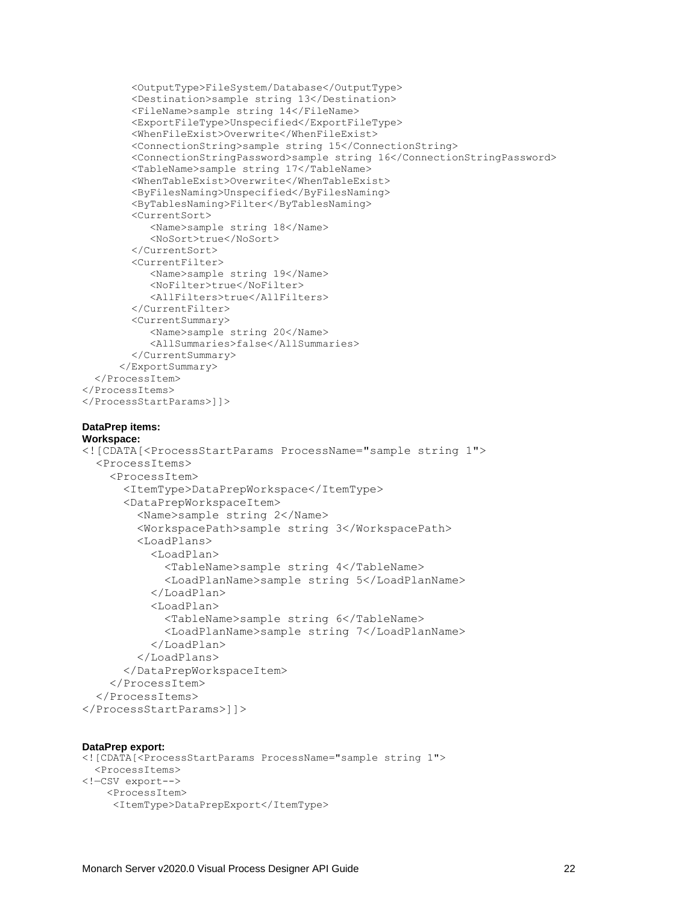```
        <OutputType>FileSystem/Database</OutputType>
        <Destination>sample string 13</Destination>
        <FileName>sample string 14</FileName>
        <ExportFileType>Unspecified</ExportFileType>
        <WhenFileExist>Overwrite</WhenFileExist>
        <ConnectionString>sample string 15</ConnectionString>
        <ConnectionStringPassword>sample string 16</ConnectionStringPassword>
        <TableName>sample string 17</TableName>
        <WhenTableExist>Overwrite</WhenTableExist>
        <ByFilesNaming>Unspecified</ByFilesNaming>
        <ByTablesNaming>Filter</ByTablesNaming>
        <CurrentSort>
           <Name>sample string 18</Name>
           <NoSort>true</NoSort>
        </CurrentSort>
        <CurrentFilter>
           <Name>sample string 19</Name>
           <NoFilter>true</NoFilter>
           <AllFilters>true</AllFilters>
        </CurrentFilter>
        <CurrentSummary>
           <Name>sample string 20</Name>
           <AllSummaries>false</AllSummaries>
        </CurrentSummary>
      </ExportSummary>
  </ProcessItem>
</ProcessItems>
</ProcessStartParams>]]>
```

**DataPrep items:**
**Workspace:**

```
<![CDATA[<ProcessStartParams ProcessName="sample string 1">
  <ProcessItems>
    <ProcessItem>
      <ItemType>DataPrepWorkspace</ItemType>
      <DataPrepWorkspaceItem>
        <Name>sample string 2</Name>
        <WorkspacePath>sample string 3</WorkspacePath>
        <LoadPlans>
          <LoadPlan>
            <TableName>sample string 4</TableName>
            <LoadPlanName>sample string 5</LoadPlanName>
          </LoadPlan>
          <LoadPlan>
            <TableName>sample string 6</TableName>
            <LoadPlanName>sample string 7</LoadPlanName>
          </LoadPlan>
        </LoadPlans>
      </DataPrepWorkspaceItem>
    </ProcessItem>
  </ProcessItems>
</ProcessStartParams>]]>
```

**DataPrep export:**

```
<![CDATA[<ProcessStartParams ProcessName="sample string 1">
  <ProcessItems>
<!—CSV export-->
    <ProcessItem>
     <ItemType>DataPrepExport</ItemType>
```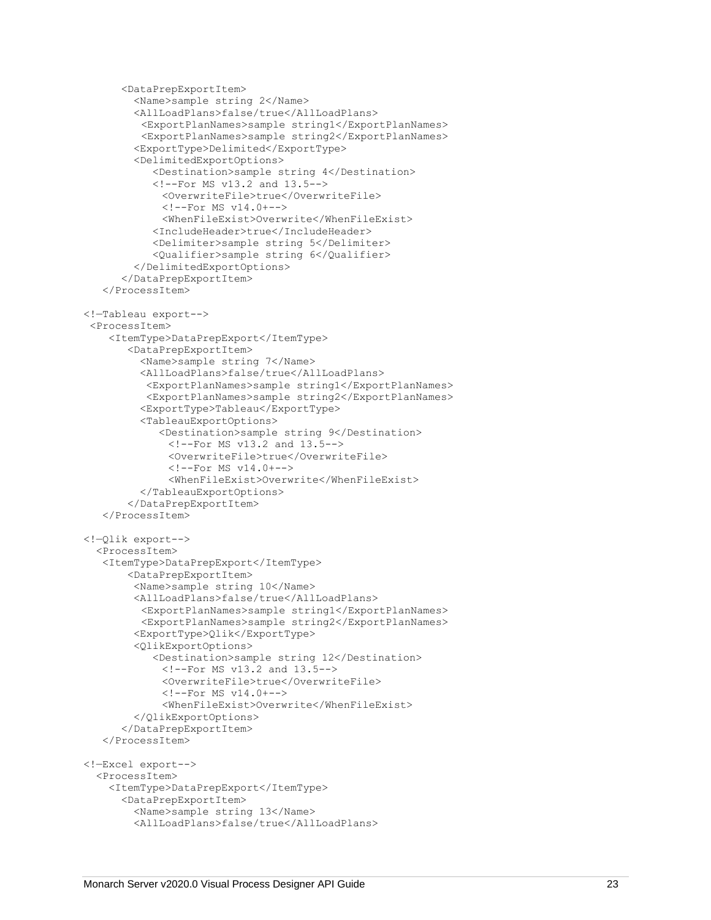```
      <DataPrepExportItem>
        <Name>sample string 2</Name>
        <AllLoadPlans>false/true</AllLoadPlans>
         <ExportPlanNames>sample string1</ExportPlanNames>
         <ExportPlanNames>sample string2</ExportPlanNames>
        <ExportType>Delimited</ExportType>
        <DelimitedExportOptions>
           <Destination>sample string 4</Destination>
           <!--For MS v13.2 and 13.5-->
             <OverwriteFile>true</OverwriteFile>
             <!--For MS v14.0+-->
             <WhenFileExist>Overwrite</WhenFileExist>
           <IncludeHeader>true</IncludeHeader>
           <Delimiter>sample string 5</Delimiter>
           <Qualifier>sample string 6</Qualifier>
        </DelimitedExportOptions>
      </DataPrepExportItem>
   </ProcessItem>

<!—Tableau export-->
 <ProcessItem>
    <ItemType>DataPrepExport</ItemType>
       <DataPrepExportItem>
         <Name>sample string 7</Name>
         <AllLoadPlans>false/true</AllLoadPlans>
          <ExportPlanNames>sample string1</ExportPlanNames>
          <ExportPlanNames>sample string2</ExportPlanNames>
         <ExportType>Tableau</ExportType>
         <TableauExportOptions>
            <Destination>sample string 9</Destination>
              <!--For MS v13.2 and 13.5-->
              <OverwriteFile>true</OverwriteFile>
              <!--For MS v14.0+-->
              <WhenFileExist>Overwrite</WhenFileExist>
         </TableauExportOptions>
       </DataPrepExportItem>
   </ProcessItem>

<!—Qlik export-->
  <ProcessItem>
   <ItemType>DataPrepExport</ItemType>
       <DataPrepExportItem>
        <Name>sample string 10</Name>
        <AllLoadPlans>false/true</AllLoadPlans>
         <ExportPlanNames>sample string1</ExportPlanNames>
         <ExportPlanNames>sample string2</ExportPlanNames>
        <ExportType>Qlik</ExportType>
        <QlikExportOptions>
           <Destination>sample string 12</Destination>
             <!--For MS v13.2 and 13.5-->
             <OverwriteFile>true</OverwriteFile>
             <!--For MS v14.0+-->
             <WhenFileExist>Overwrite</WhenFileExist>
        </QlikExportOptions>
      </DataPrepExportItem>
   </ProcessItem>

<!—Excel export-->
  <ProcessItem>
    <ItemType>DataPrepExport</ItemType>
      <DataPrepExportItem>
        <Name>sample string 13</Name>
        <AllLoadPlans>false/true</AllLoadPlans>
```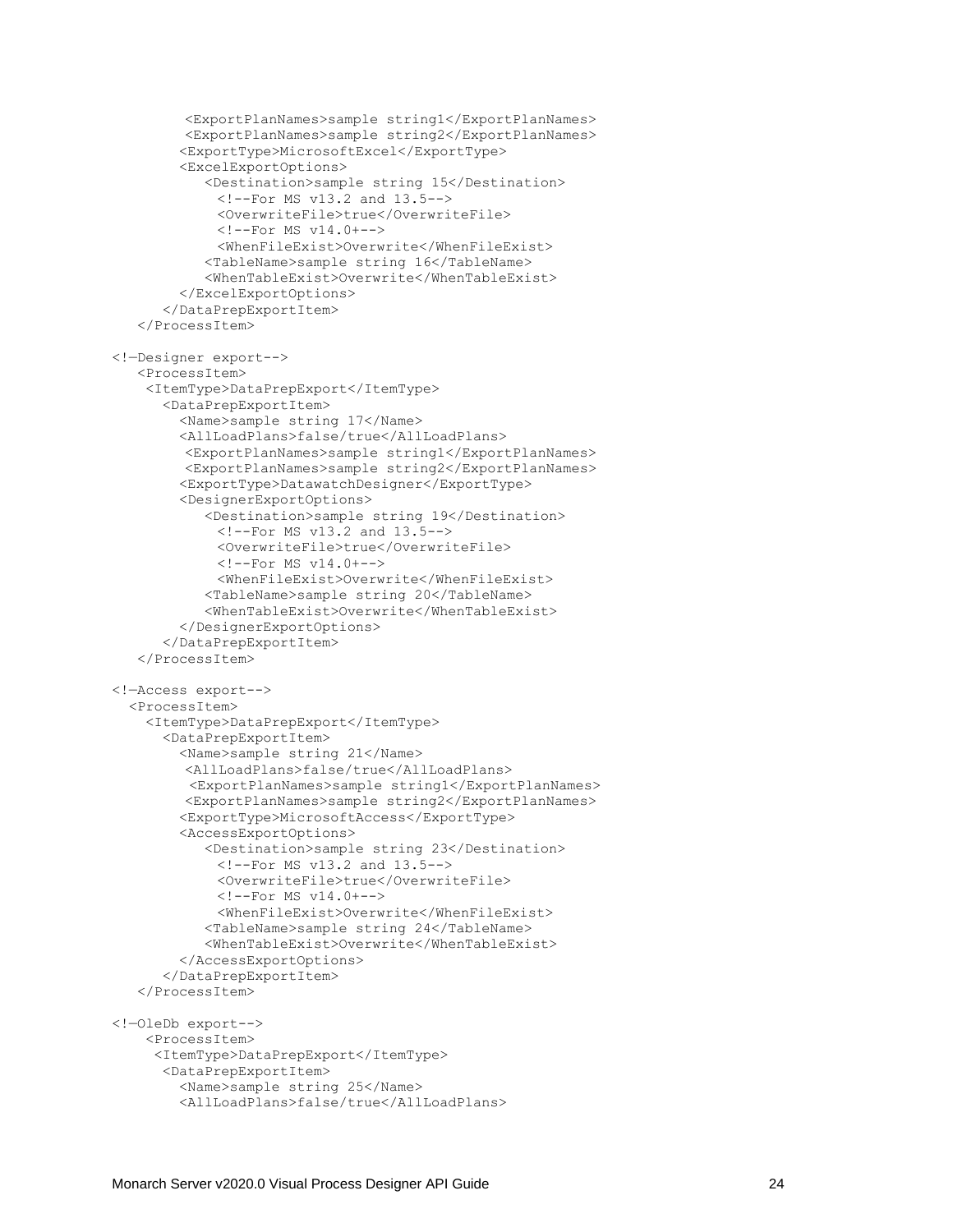```
        <ExportPlanNames>sample string1</ExportPlanNames>
        <ExportPlanNames>sample string2</ExportPlanNames>
        <ExportType>MicrosoftExcel</ExportType>
        <ExcelExportOptions>
           <Destination>sample string 15</Destination>
             <!--For MS v13.2 and 13.5-->
             <OverwriteFile>true</OverwriteFile>
             <!--For MS v14.0+-->
             <WhenFileExist>Overwrite</WhenFileExist>
           <TableName>sample string 16</TableName>
           <WhenTableExist>Overwrite</WhenTableExist>
        </ExcelExportOptions>
      </DataPrepExportItem>
   </ProcessItem>

<!—Designer export-->
   <ProcessItem>
    <ItemType>DataPrepExport</ItemType>
      <DataPrepExportItem>
        <Name>sample string 17</Name>
        <AllLoadPlans>false/true</AllLoadPlans>
         <ExportPlanNames>sample string1</ExportPlanNames>
         <ExportPlanNames>sample string2</ExportPlanNames>
        <ExportType>DatawatchDesigner</ExportType>
        <DesignerExportOptions>
           <Destination>sample string 19</Destination>
             <!--For MS v13.2 and 13.5-->
             <OverwriteFile>true</OverwriteFile>
             <!--For MS v14.0+-->
             <WhenFileExist>Overwrite</WhenFileExist>
           <TableName>sample string 20</TableName>
           <WhenTableExist>Overwrite</WhenTableExist>
        </DesignerExportOptions>
      </DataPrepExportItem>
   </ProcessItem>

<!—Access export-->
  <ProcessItem>
    <ItemType>DataPrepExport</ItemType>
      <DataPrepExportItem>
        <Name>sample string 21</Name>
         <AllLoadPlans>false/true</AllLoadPlans>
          <ExportPlanNames>sample string1</ExportPlanNames>
         <ExportPlanNames>sample string2</ExportPlanNames>
        <ExportType>MicrosoftAccess</ExportType>
        <AccessExportOptions>
           <Destination>sample string 23</Destination>
             <!--For MS v13.2 and 13.5-->
             <OverwriteFile>true</OverwriteFile>
             <!--For MS v14.0+-->
             <WhenFileExist>Overwrite</WhenFileExist>
           <TableName>sample string 24</TableName>
           <WhenTableExist>Overwrite</WhenTableExist>
        </AccessExportOptions>
      </DataPrepExportItem>
   </ProcessItem>

<!—OleDb export-->
    <ProcessItem>
     <ItemType>DataPrepExport</ItemType>
      <DataPrepExportItem>
        <Name>sample string 25</Name>
        <AllLoadPlans>false/true</AllLoadPlans>
```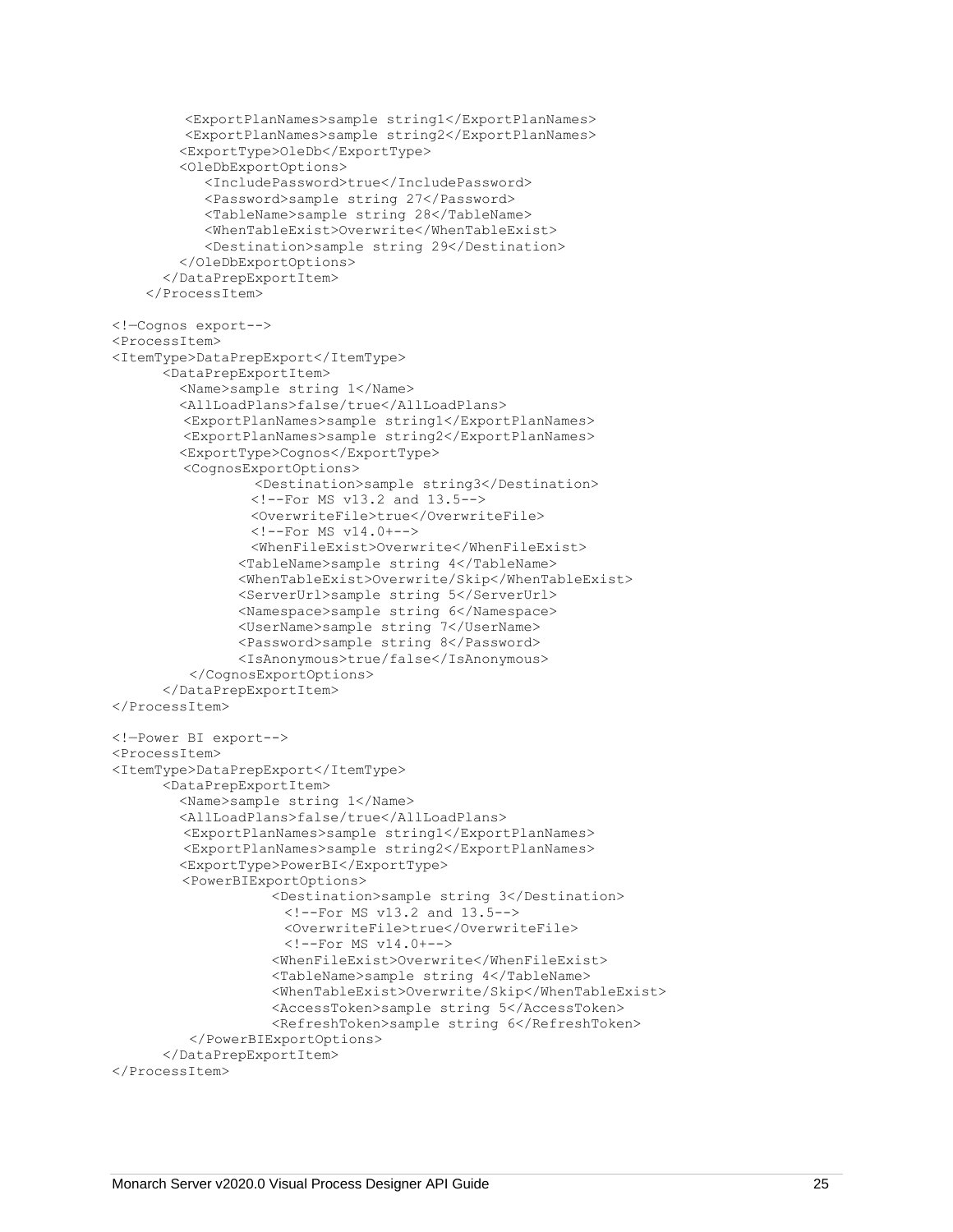```
         <ExportPlanNames>sample string1</ExportPlanNames>
         <ExportPlanNames>sample string2</ExportPlanNames>
        <ExportType>OleDb</ExportType>
        <OleDbExportOptions>
           <IncludePassword>true</IncludePassword>
           <Password>sample string 27</Password>
           <TableName>sample string 28</TableName>
           <WhenTableExist>Overwrite</WhenTableExist>
           <Destination>sample string 29</Destination>
        </OleDbExportOptions>
      </DataPrepExportItem>
    </ProcessItem>

<!—Cognos export-->
<ProcessItem>
<ItemType>DataPrepExport</ItemType>
      <DataPrepExportItem>
        <Name>sample string 1</Name>
        <AllLoadPlans>false/true</AllLoadPlans>
         <ExportPlanNames>sample string1</ExportPlanNames>
         <ExportPlanNames>sample string2</ExportPlanNames>
        <ExportType>Cognos</ExportType>
         <CognosExportOptions>
                 <Destination>sample string3</Destination>
                <!--For MS v13.2 and 13.5-->
                <OverwriteFile>true</OverwriteFile>
                <!--For MS v14.0+-->
                <WhenFileExist>Overwrite</WhenFileExist>
              <TableName>sample string 4</TableName>
              <WhenTableExist>Overwrite/Skip</WhenTableExist>
              <ServerUrl>sample string 5</ServerUrl>
              <Namespace>sample string 6</Namespace>
              <UserName>sample string 7</UserName>
              <Password>sample string 8</Password>
              <IsAnonymous>true/false</IsAnonymous>
         </CognosExportOptions>
      </DataPrepExportItem>
</ProcessItem>

<!—Power BI export-->
<ProcessItem>
<ItemType>DataPrepExport</ItemType>
      <DataPrepExportItem>
        <Name>sample string 1</Name>
        <AllLoadPlans>false/true</AllLoadPlans>
         <ExportPlanNames>sample string1</ExportPlanNames>
         <ExportPlanNames>sample string2</ExportPlanNames>
        <ExportType>PowerBI</ExportType>
         <PowerBIExportOptions>
                   <Destination>sample string 3</Destination>
                     <!--For MS v13.2 and 13.5-->
                     <OverwriteFile>true</OverwriteFile>
                     <!--For MS v14.0+-->
                   <WhenFileExist>Overwrite</WhenFileExist>
                   <TableName>sample string 4</TableName>
                   <WhenTableExist>Overwrite/Skip</WhenTableExist>
                   <AccessToken>sample string 5</AccessToken>
                   <RefreshToken>sample string 6</RefreshToken>
         </PowerBIExportOptions>
      </DataPrepExportItem>
</ProcessItem>
```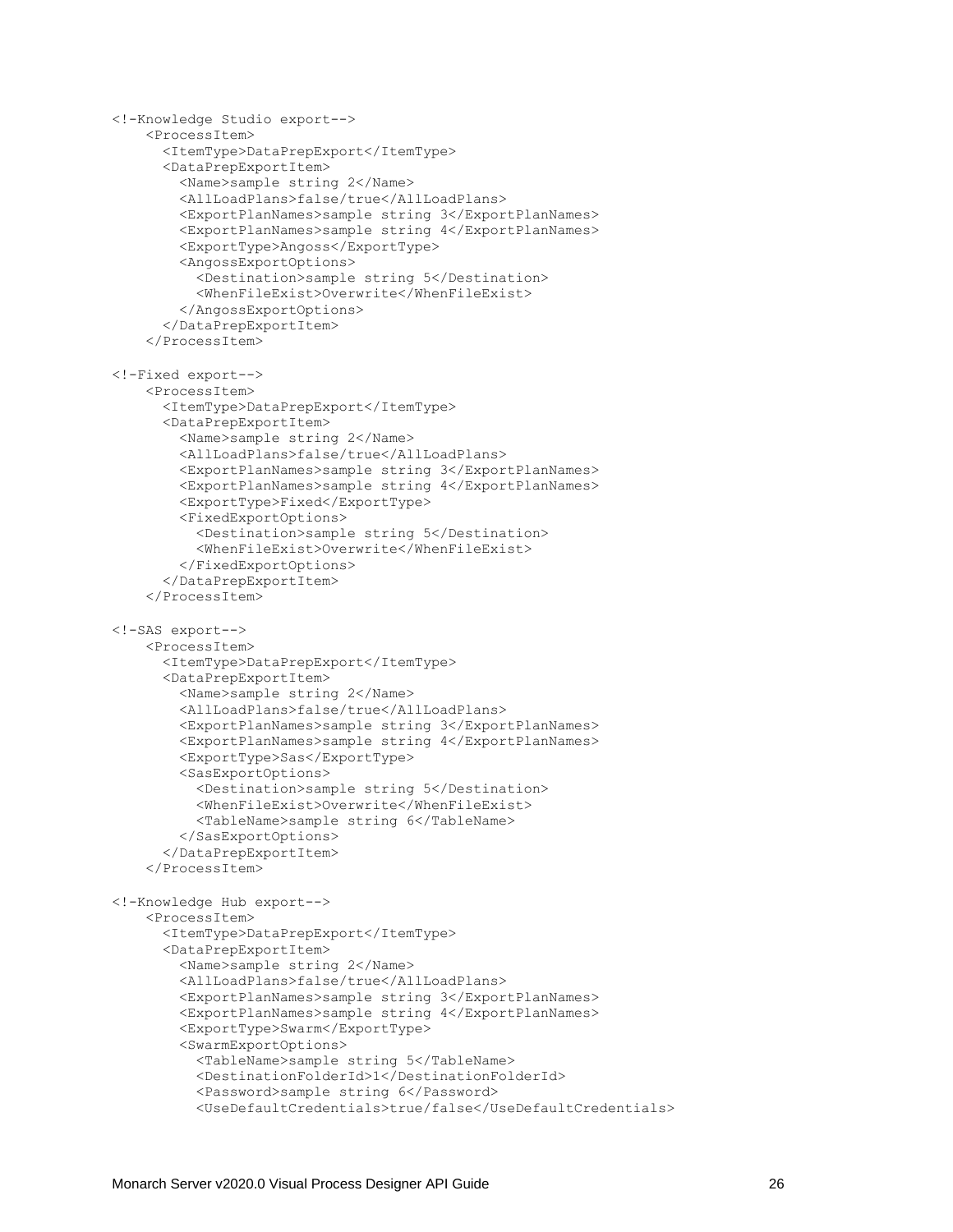```
<!-Knowledge Studio export-->
    <ProcessItem>
      <ItemType>DataPrepExport</ItemType>
      <DataPrepExportItem>
        <Name>sample string 2</Name>
        <AllLoadPlans>false/true</AllLoadPlans>
        <ExportPlanNames>sample string 3</ExportPlanNames>
        <ExportPlanNames>sample string 4</ExportPlanNames>
        <ExportType>Angoss</ExportType>
        <AngossExportOptions>
          <Destination>sample string 5</Destination>
          <WhenFileExist>Overwrite</WhenFileExist>
        </AngossExportOptions>
      </DataPrepExportItem>
    </ProcessItem>

<!-Fixed export-->
    <ProcessItem>
      <ItemType>DataPrepExport</ItemType>
      <DataPrepExportItem>
        <Name>sample string 2</Name>
        <AllLoadPlans>false/true</AllLoadPlans>
        <ExportPlanNames>sample string 3</ExportPlanNames>
        <ExportPlanNames>sample string 4</ExportPlanNames>
        <ExportType>Fixed</ExportType>
        <FixedExportOptions>
          <Destination>sample string 5</Destination>
          <WhenFileExist>Overwrite</WhenFileExist>
        </FixedExportOptions>
      </DataPrepExportItem>
    </ProcessItem>

<!-SAS export-->
    <ProcessItem>
      <ItemType>DataPrepExport</ItemType>
      <DataPrepExportItem>
        <Name>sample string 2</Name>
        <AllLoadPlans>false/true</AllLoadPlans>
        <ExportPlanNames>sample string 3</ExportPlanNames>
        <ExportPlanNames>sample string 4</ExportPlanNames>
        <ExportType>Sas</ExportType>
        <SasExportOptions>
          <Destination>sample string 5</Destination>
          <WhenFileExist>Overwrite</WhenFileExist>
          <TableName>sample string 6</TableName>
        </SasExportOptions>
      </DataPrepExportItem>
    </ProcessItem>

<!-Knowledge Hub export-->
    <ProcessItem>
      <ItemType>DataPrepExport</ItemType>
      <DataPrepExportItem>
        <Name>sample string 2</Name>
        <AllLoadPlans>false/true</AllLoadPlans>
        <ExportPlanNames>sample string 3</ExportPlanNames>
        <ExportPlanNames>sample string 4</ExportPlanNames>
        <ExportType>Swarm</ExportType>
        <SwarmExportOptions>
          <TableName>sample string 5</TableName>
          <DestinationFolderId>1</DestinationFolderId>
          <Password>sample string 6</Password>
          <UseDefaultCredentials>true/false</UseDefaultCredentials>
```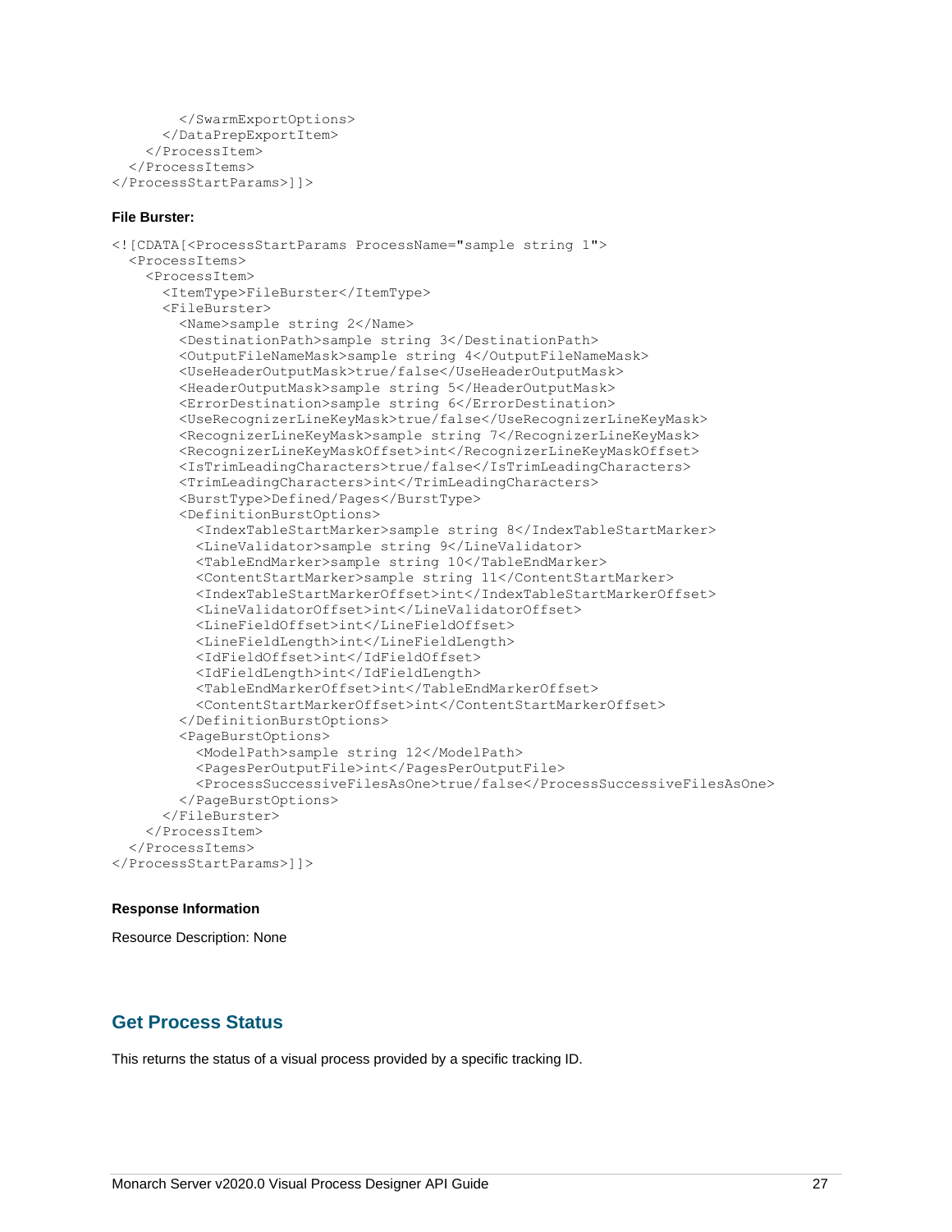```
        </SwarmExportOptions>
      </DataPrepExportItem>
    </ProcessItem>
  </ProcessItems>
</ProcessStartParams>]]>
```

**File Burster:**

```
<![CDATA[<ProcessStartParams ProcessName="sample string 1">
  <ProcessItems>
    <ProcessItem>
      <ItemType>FileBurster</ItemType>
      <FileBurster>
        <Name>sample string 2</Name>
        <DestinationPath>sample string 3</DestinationPath>
        <OutputFileNameMask>sample string 4</OutputFileNameMask>
        <UseHeaderOutputMask>true/false</UseHeaderOutputMask>
        <HeaderOutputMask>sample string 5</HeaderOutputMask>
        <ErrorDestination>sample string 6</ErrorDestination>
        <UseRecognizerLineKeyMask>true/false</UseRecognizerLineKeyMask>
        <RecognizerLineKeyMask>sample string 7</RecognizerLineKeyMask>
        <RecognizerLineKeyMaskOffset>int</RecognizerLineKeyMaskOffset>
        <IsTrimLeadingCharacters>true/false</IsTrimLeadingCharacters>
        <TrimLeadingCharacters>int</TrimLeadingCharacters>
        <BurstType>Defined/Pages</BurstType>
        <DefinitionBurstOptions>
          <IndexTableStartMarker>sample string 8</IndexTableStartMarker>
          <LineValidator>sample string 9</LineValidator>
          <TableEndMarker>sample string 10</TableEndMarker>
          <ContentStartMarker>sample string 11</ContentStartMarker>
          <IndexTableStartMarkerOffset>int</IndexTableStartMarkerOffset>
          <LineValidatorOffset>int</LineValidatorOffset>
          <LineFieldOffset>int</LineFieldOffset>
          <LineFieldLength>int</LineFieldLength>
          <IdFieldOffset>int</IdFieldOffset>
          <IdFieldLength>int</IdFieldLength>
          <TableEndMarkerOffset>int</TableEndMarkerOffset>
          <ContentStartMarkerOffset>int</ContentStartMarkerOffset>
        </DefinitionBurstOptions>
        <PageBurstOptions>
          <ModelPath>sample string 12</ModelPath>
          <PagesPerOutputFile>int</PagesPerOutputFile>
          <ProcessSuccessiveFilesAsOne>true/false</ProcessSuccessiveFilesAsOne>
        </PageBurstOptions>
      </FileBurster>
    </ProcessItem>
  </ProcessItems>
</ProcessStartParams>]]>
```

**Response Information**

Resource Description: None

## Get Process Status

This returns the status of a visual process provided by a specific tracking ID.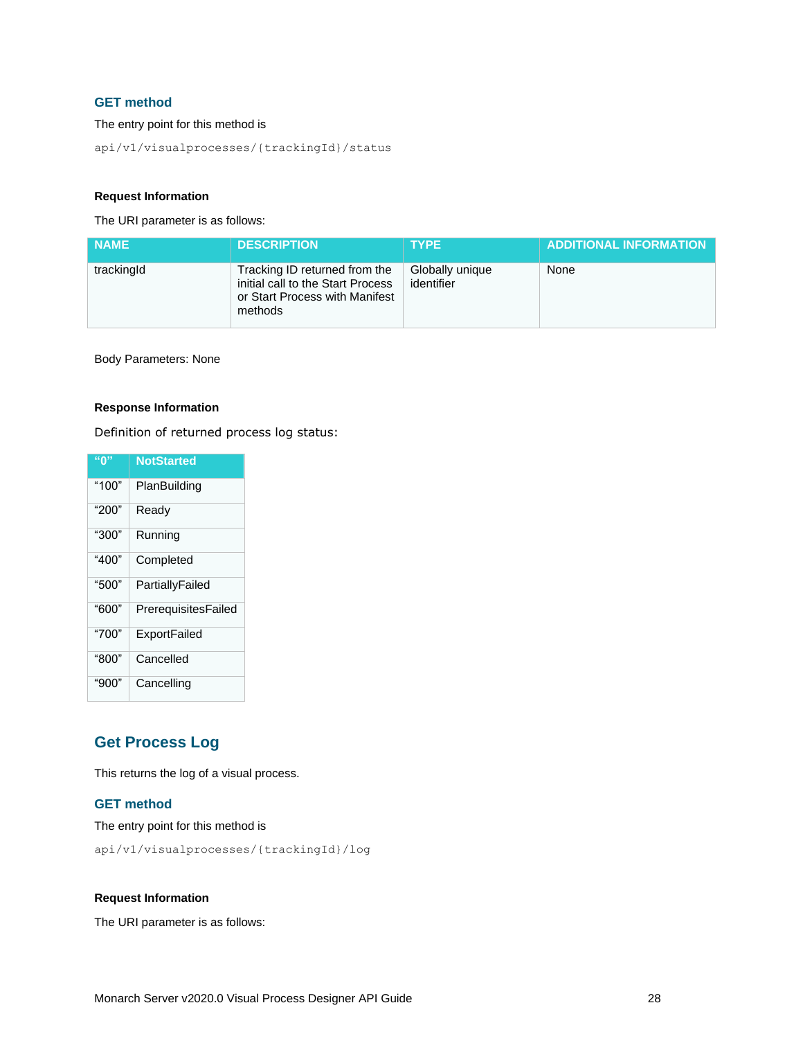### GET method

The entry point for this method is

```
api/v1/visualprocesses/{trackingId}/status
```

#### Request Information

The URI parameter is as follows:

| NAME | DESCRIPTION | TYPE | ADDITIONAL INFORMATION |
|---|---|---|---|
| trackingId | Tracking ID returned from the initial call to the Start Process or Start Process with Manifest methods | Globally unique identifier | None |

Body Parameters: None

#### Response Information

Definition of returned process log status:

| “0” | NotStarted |
|---|---|
| “100” | PlanBuilding |
| “200” | Ready |
| “300” | Running |
| “400” | Completed |
| “500” | PartiallyFailed |
| “600” | PrerequisitesFailed |
| “700” | ExportFailed |
| “800” | Cancelled |
| “900” | Cancelling |

## Get Process Log

This returns the log of a visual process.

### GET method

The entry point for this method is

```
api/v1/visualprocesses/{trackingId}/log
```

#### Request Information

The URI parameter is as follows: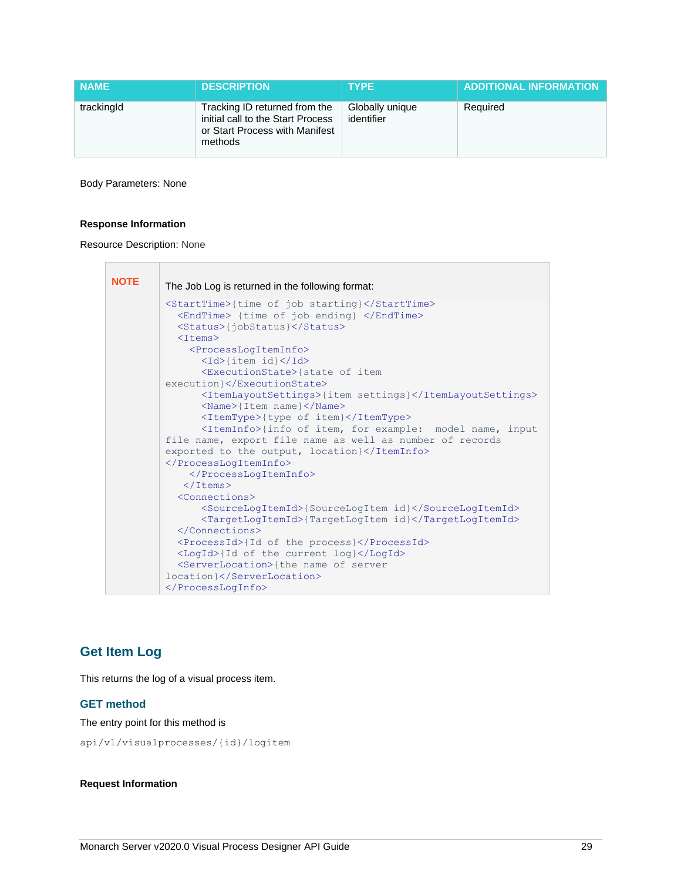| NAME | DESCRIPTION | TYPE | ADDITIONAL INFORMATION |
| --- | --- | --- | --- |
| trackingId | Tracking ID returned from the initial call to the Start Process or Start Process with Manifest methods | Globally unique identifier | Required |

Body Parameters: None

**Response Information**

Resource Description: None

**NOTE**

The Job Log is returned in the following format:

```
<StartTime>{time of job starting}</StartTime>
  <EndTime> {time of job ending} </EndTime>
  <Status>{jobStatus}</Status>
  <Items>
    <ProcessLogItemInfo>
      <Id>{item id}</Id>
      <ExecutionState>{state of item
execution}</ExecutionState>
      <ItemLayoutSettings>{item settings}</ItemLayoutSettings>
      <Name>{Item name}</Name>
      <ItemType>{type of item}</ItemType>
      <ItemInfo>{info of item, for example:  model name, input
file name, export file name as well as number of records
exported to the output, location}</ItemInfo>
</ProcessLogItemInfo>
    </ProcessLogItemInfo>
   </Items>
  <Connections>
      <SourceLogItemId>{SourceLogItem id}</SourceLogItemId>
      <TargetLogItemId>{TargetLogItem id}</TargetLogItemId>
  </Connections>
  <ProcessId>{Id of the process}</ProcessId>
  <LogId>{Id of the current log}</LogId>
  <ServerLocation>{the name of server
location}</ServerLocation>
</ProcessLogInfo>
```

## Get Item Log

This returns the log of a visual process item.

### GET method

The entry point for this method is

```
api/v1/visualprocesses/{id}/logitem
```

**Request Information**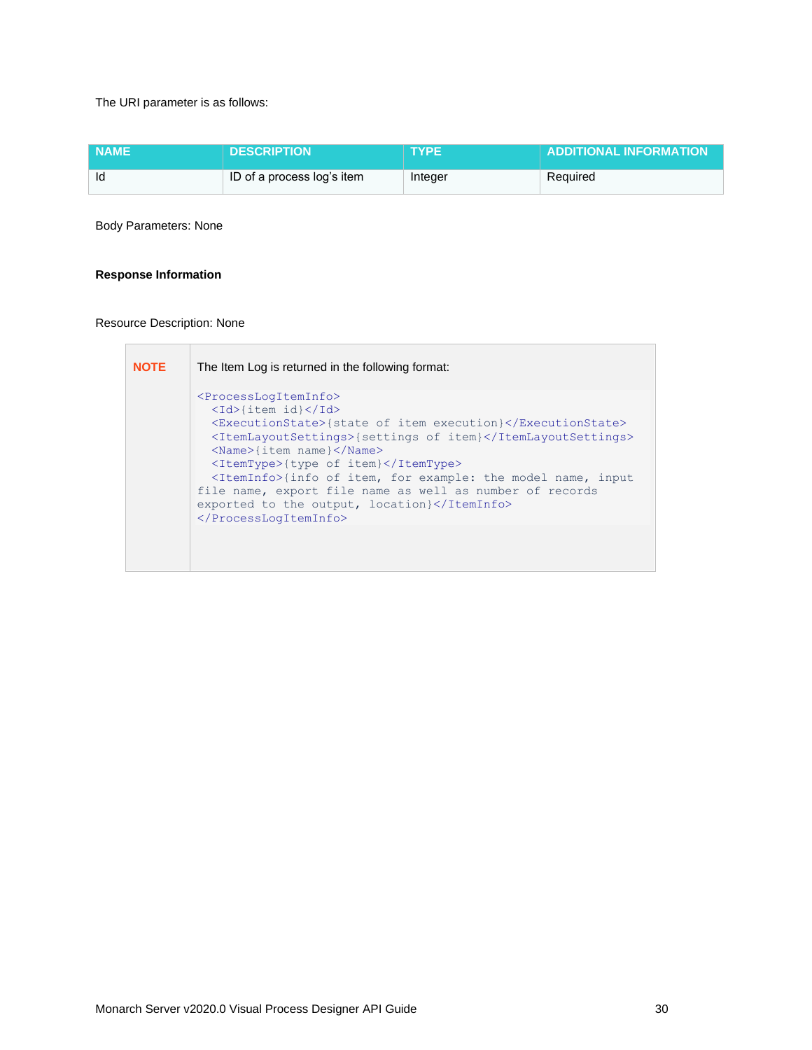The URI parameter is as follows:

| NAME | DESCRIPTION | TYPE | ADDITIONAL INFORMATION |
|---|---|---|---|
| Id | ID of a process log's item | Integer | Required |

Body Parameters: None

**Response Information**

Resource Description: None

| NOTE | The Item Log is returned in the following format: |
|---|---|

```
<ProcessLogItemInfo>
  <Id>{item id}</Id>
  <ExecutionState>{state of item execution}</ExecutionState>
  <ItemLayoutSettings>{settings of item}</ItemLayoutSettings>
  <Name>{item name}</Name>
  <ItemType>{type of item}</ItemType>
  <ItemInfo>{info of item, for example: the model name, input
file name, export file name as well as number of records
exported to the output, location}</ItemInfo>
</ProcessLogItemInfo>
```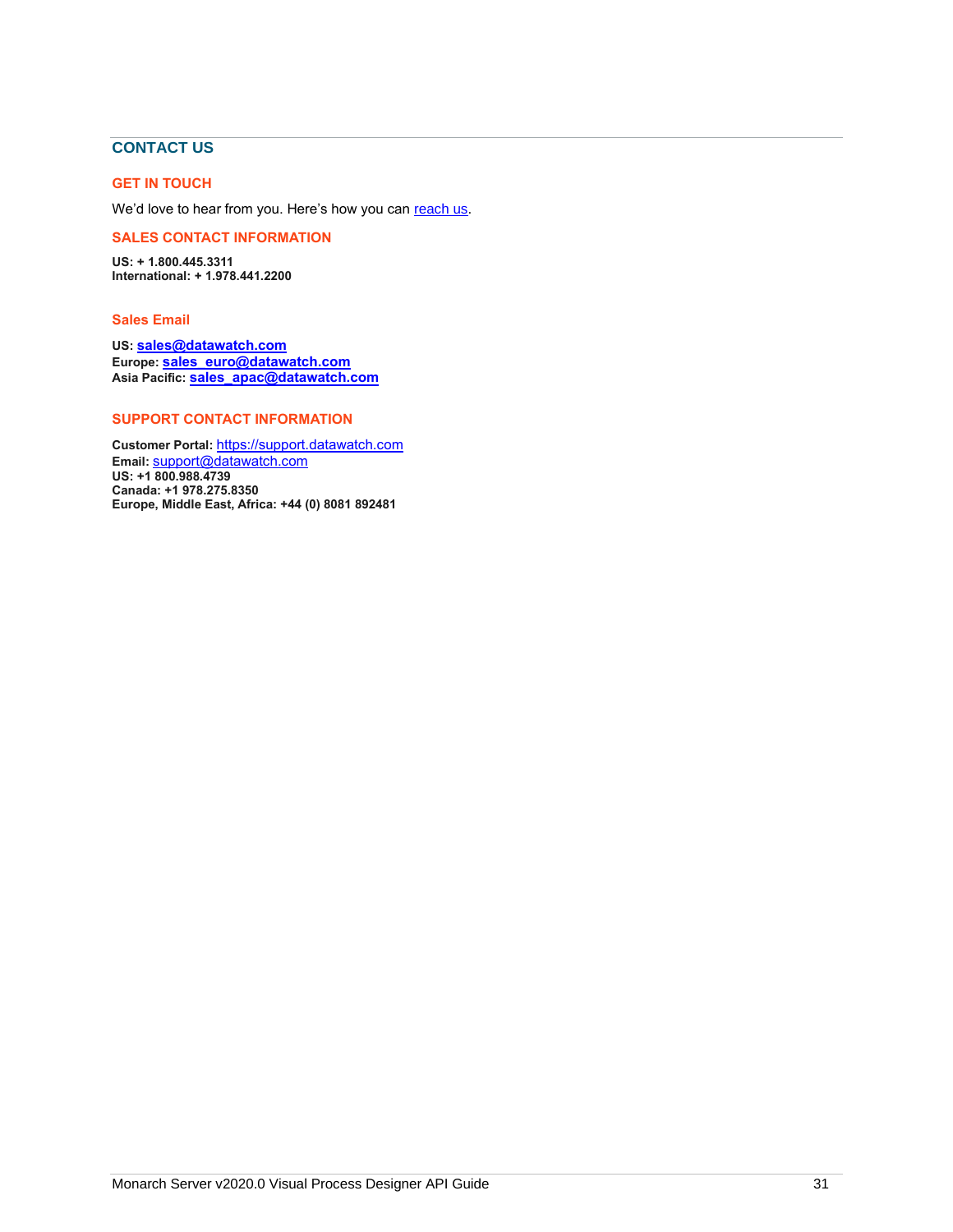# CONTACT US

## GET IN TOUCH

We'd love to hear from you. Here's how you can reach us.

## SALES CONTACT INFORMATION

**US: + 1.800.445.3311**
**International: + 1.978.441.2200**

### Sales Email

**US: sales@datawatch.com**
**Europe: sales_euro@datawatch.com**
**Asia Pacific: sales_apac@datawatch.com**

## SUPPORT CONTACT INFORMATION

**Customer Portal:** https://support.datawatch.com
**Email:** support@datawatch.com
**US: +1 800.988.4739**
**Canada: +1 978.275.8350**
**Europe, Middle East, Africa: +44 (0) 8081 892481**